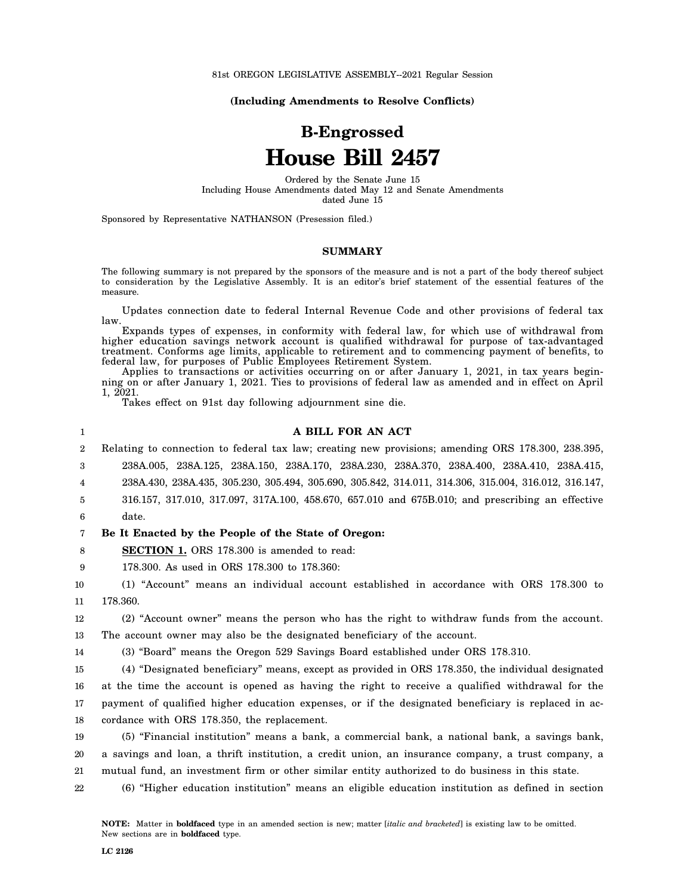81st OREGON LEGISLATIVE ASSEMBLY--2021 Regular Session

**(Including Amendments to Resolve Conflicts)**

# B-Engrossed
# House Bill 2457

Ordered by the Senate June 15
Including House Amendments dated May 12 and Senate Amendments dated June 15

Sponsored by Representative NATHANSON (Presession filed.)

## SUMMARY

The following summary is not prepared by the sponsors of the measure and is not a part of the body thereof subject to consideration by the Legislative Assembly. It is an editor's brief statement of the essential features of the measure.

Updates connection date to federal Internal Revenue Code and other provisions of federal tax law.

Expands types of expenses, in conformity with federal law, for which use of withdrawal from higher education savings network account is qualified withdrawal for purpose of tax-advantaged treatment. Conforms age limits, applicable to retirement and to commencing payment of benefits, to federal law, for purposes of Public Employees Retirement System.

Applies to transactions or activities occurring on or after January 1, 2021, in tax years beginning on or after January 1, 2021. Ties to provisions of federal law as amended and in effect on April 1, 2021.

Takes effect on 91st day following adjournment sine die.

1 **A BILL FOR AN ACT**

2 Relating to connection to federal tax law; creating new provisions; amending ORS 178.300, 238.395,
3 238A.005, 238A.125, 238A.150, 238A.170, 238A.230, 238A.370, 238A.400, 238A.410, 238A.415,
4 238A.430, 238A.435, 305.230, 305.494, 305.690, 305.842, 314.011, 314.306, 315.004, 316.012, 316.147,
5 316.157, 317.010, 317.097, 317A.100, 458.670, 657.010 and 675B.010; and prescribing an effective
6 date.

7 **Be It Enacted by the People of the State of Oregon:**

8 **SECTION 1.** ORS 178.300 is amended to read:

9 178.300. As used in ORS 178.300 to 178.360:

10 (1) "Account" means an individual account established in accordance with ORS 178.300 to
11 178.360.

12 (2) "Account owner" means the person who has the right to withdraw funds from the account.
13 The account owner may also be the designated beneficiary of the account.

14 (3) "Board" means the Oregon 529 Savings Board established under ORS 178.310.

15 (4) "Designated beneficiary" means, except as provided in ORS 178.350, the individual designated
16 at the time the account is opened as having the right to receive a qualified withdrawal for the
17 payment of qualified higher education expenses, or if the designated beneficiary is replaced in ac-
18 cordance with ORS 178.350, the replacement.

19 (5) "Financial institution" means a bank, a commercial bank, a national bank, a savings bank,
20 a savings and loan, a thrift institution, a credit union, an insurance company, a trust company, a
21 mutual fund, an investment firm or other similar entity authorized to do business in this state.

22 (6) "Higher education institution" means an eligible education institution as defined in section

**NOTE:** Matter in **boldfaced** type in an amended section is new; matter [*italic and bracketed*] is existing law to be omitted. New sections are in **boldfaced** type.

**LC 2126**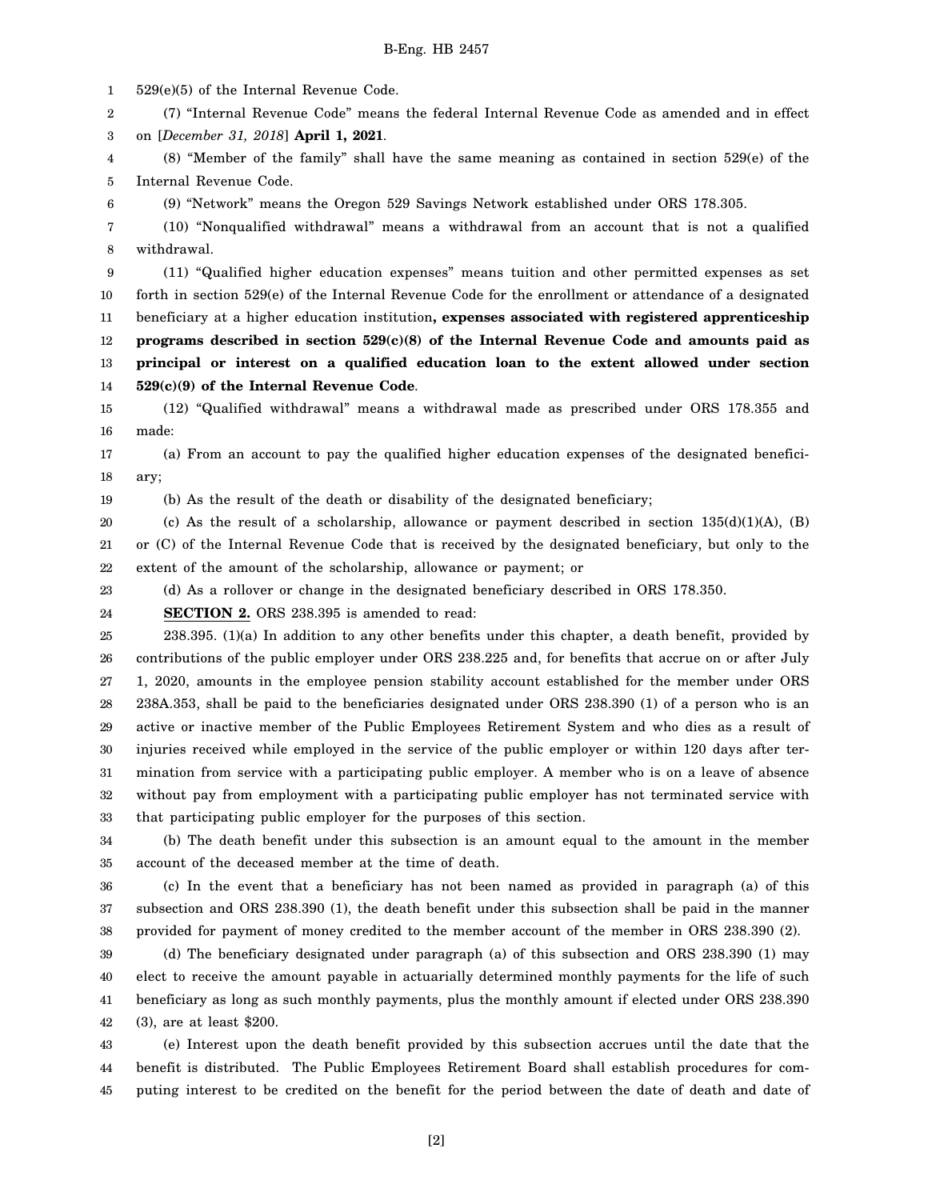529(e)(5) of the Internal Revenue Code.

(7) "Internal Revenue Code" means the federal Internal Revenue Code as amended and in effect on [*December 31, 2018*] **April 1, 2021**.

(8) "Member of the family" shall have the same meaning as contained in section 529(e) of the Internal Revenue Code.

(9) "Network" means the Oregon 529 Savings Network established under ORS 178.305.

(10) "Nonqualified withdrawal" means a withdrawal from an account that is not a qualified withdrawal.

(11) "Qualified higher education expenses" means tuition and other permitted expenses as set forth in section 529(e) of the Internal Revenue Code for the enrollment or attendance of a designated beneficiary at a higher education institution**, expenses associated with registered apprenticeship programs described in section 529(c)(8) of the Internal Revenue Code and amounts paid as principal or interest on a qualified education loan to the extent allowed under section 529(c)(9) of the Internal Revenue Code**.

(12) "Qualified withdrawal" means a withdrawal made as prescribed under ORS 178.355 and made:

(a) From an account to pay the qualified higher education expenses of the designated beneficiary;

(b) As the result of the death or disability of the designated beneficiary;

(c) As the result of a scholarship, allowance or payment described in section 135(d)(1)(A), (B) or (C) of the Internal Revenue Code that is received by the designated beneficiary, but only to the extent of the amount of the scholarship, allowance or payment; or

(d) As a rollover or change in the designated beneficiary described in ORS 178.350.

**SECTION 2.** ORS 238.395 is amended to read:

238.395. (1)(a) In addition to any other benefits under this chapter, a death benefit, provided by contributions of the public employer under ORS 238.225 and, for benefits that accrue on or after July 1, 2020, amounts in the employee pension stability account established for the member under ORS 238A.353, shall be paid to the beneficiaries designated under ORS 238.390 (1) of a person who is an active or inactive member of the Public Employees Retirement System and who dies as a result of injuries received while employed in the service of the public employer or within 120 days after termination from service with a participating public employer. A member who is on a leave of absence without pay from employment with a participating public employer has not terminated service with that participating public employer for the purposes of this section.

(b) The death benefit under this subsection is an amount equal to the amount in the member account of the deceased member at the time of death.

(c) In the event that a beneficiary has not been named as provided in paragraph (a) of this subsection and ORS 238.390 (1), the death benefit under this subsection shall be paid in the manner provided for payment of money credited to the member account of the member in ORS 238.390 (2).

(d) The beneficiary designated under paragraph (a) of this subsection and ORS 238.390 (1) may elect to receive the amount payable in actuarially determined monthly payments for the life of such beneficiary as long as such monthly payments, plus the monthly amount if elected under ORS 238.390 (3), are at least $200.

(e) Interest upon the death benefit provided by this subsection accrues until the date that the benefit is distributed. The Public Employees Retirement Board shall establish procedures for computing interest to be credited on the benefit for the period between the date of death and date of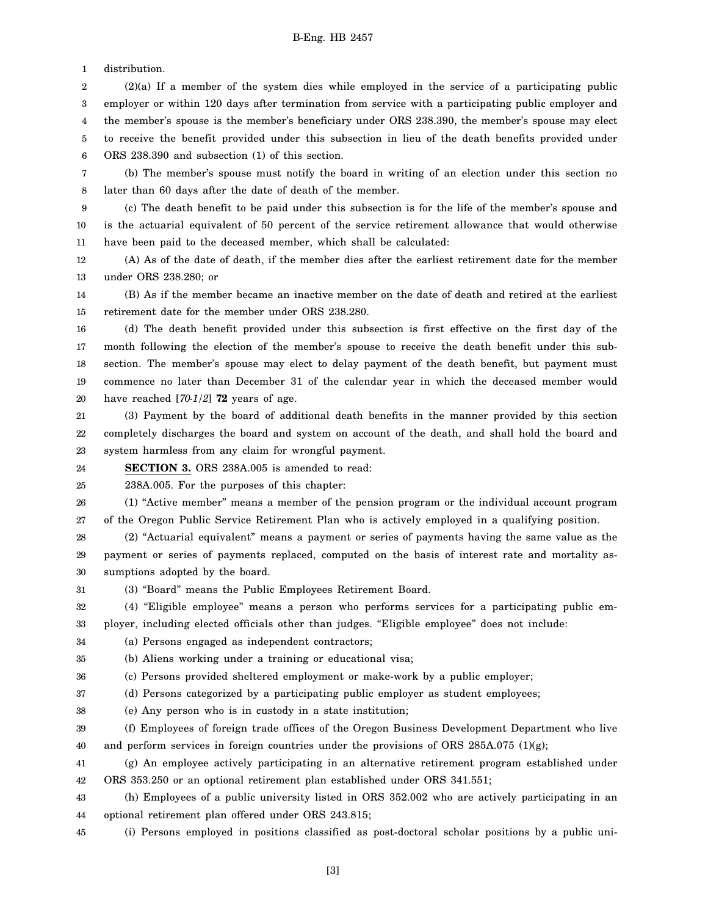distribution.

(2)(a) If a member of the system dies while employed in the service of a participating public employer or within 120 days after termination from service with a participating public employer and the member's spouse is the member's beneficiary under ORS 238.390, the member's spouse may elect to receive the benefit provided under this subsection in lieu of the death benefits provided under ORS 238.390 and subsection (1) of this section.

(b) The member's spouse must notify the board in writing of an election under this section no later than 60 days after the date of death of the member.

(c) The death benefit to be paid under this subsection is for the life of the member's spouse and is the actuarial equivalent of 50 percent of the service retirement allowance that would otherwise have been paid to the deceased member, which shall be calculated:

(A) As of the date of death, if the member dies after the earliest retirement date for the member under ORS 238.280; or

(B) As if the member became an inactive member on the date of death and retired at the earliest retirement date for the member under ORS 238.280.

(d) The death benefit provided under this subsection is first effective on the first day of the month following the election of the member's spouse to receive the death benefit under this subsection. The member's spouse may elect to delay payment of the death benefit, but payment must commence no later than December 31 of the calendar year in which the deceased member would have reached [*70-1/2*] **72** years of age.

(3) Payment by the board of additional death benefits in the manner provided by this section completely discharges the board and system on account of the death, and shall hold the board and system harmless from any claim for wrongful payment.

**SECTION 3.** ORS 238A.005 is amended to read:

238A.005. For the purposes of this chapter:

(1) "Active member" means a member of the pension program or the individual account program of the Oregon Public Service Retirement Plan who is actively employed in a qualifying position.

(2) "Actuarial equivalent" means a payment or series of payments having the same value as the payment or series of payments replaced, computed on the basis of interest rate and mortality assumptions adopted by the board.

(3) "Board" means the Public Employees Retirement Board.

(4) "Eligible employee" means a person who performs services for a participating public employer, including elected officials other than judges. "Eligible employee" does not include:

(a) Persons engaged as independent contractors;

(b) Aliens working under a training or educational visa;

(c) Persons provided sheltered employment or make-work by a public employer;

(d) Persons categorized by a participating public employer as student employees;

(e) Any person who is in custody in a state institution;

(f) Employees of foreign trade offices of the Oregon Business Development Department who live and perform services in foreign countries under the provisions of ORS 285A.075 (1)(g);

(g) An employee actively participating in an alternative retirement program established under ORS 353.250 or an optional retirement plan established under ORS 341.551;

(h) Employees of a public university listed in ORS 352.002 who are actively participating in an optional retirement plan offered under ORS 243.815;

(i) Persons employed in positions classified as post-doctoral scholar positions by a public uni-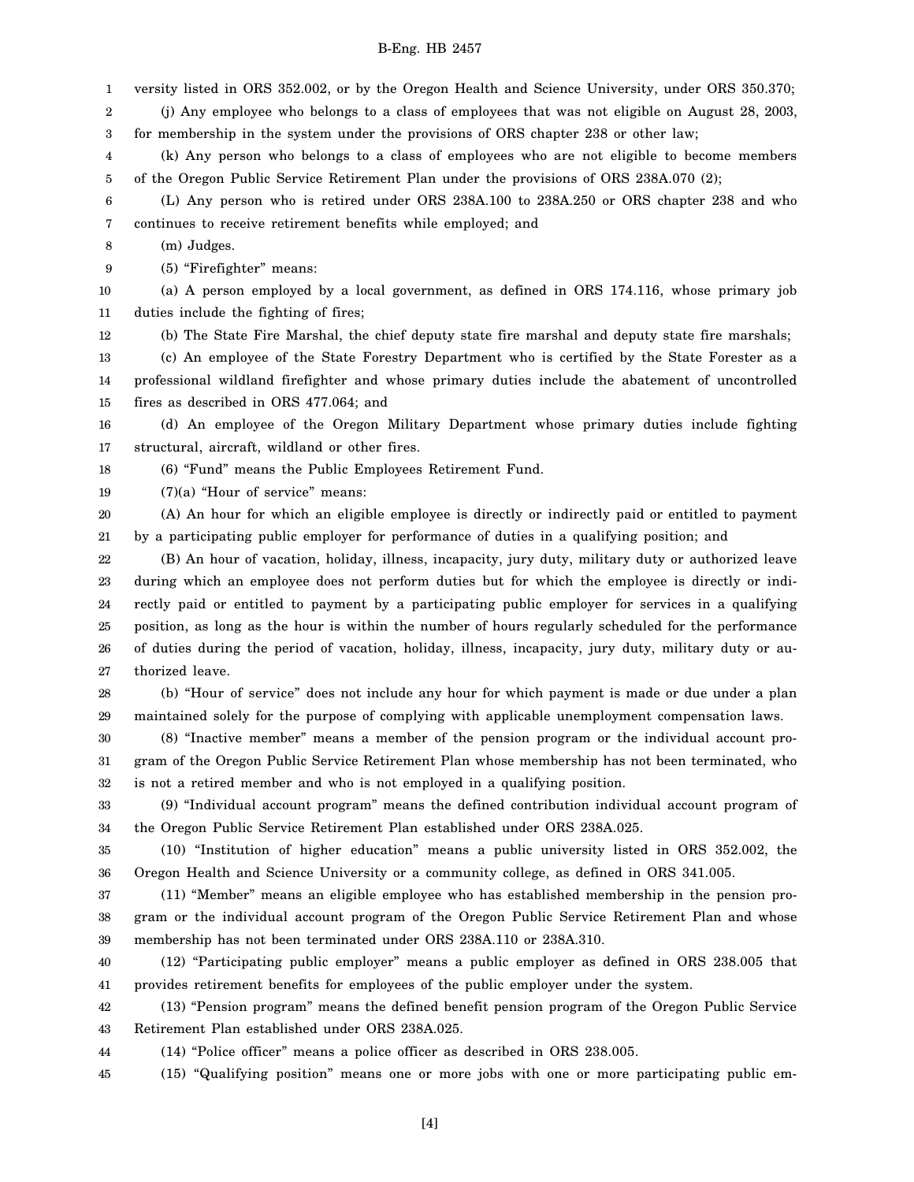versity listed in ORS 352.002, or by the Oregon Health and Science University, under ORS 350.370;

(j) Any employee who belongs to a class of employees that was not eligible on August 28, 2003, for membership in the system under the provisions of ORS chapter 238 or other law;

(k) Any person who belongs to a class of employees who are not eligible to become members of the Oregon Public Service Retirement Plan under the provisions of ORS 238A.070 (2);

(L) Any person who is retired under ORS 238A.100 to 238A.250 or ORS chapter 238 and who continues to receive retirement benefits while employed; and

(m) Judges.

(5) "Firefighter" means:

(a) A person employed by a local government, as defined in ORS 174.116, whose primary job duties include the fighting of fires;

(b) The State Fire Marshal, the chief deputy state fire marshal and deputy state fire marshals;

(c) An employee of the State Forestry Department who is certified by the State Forester as a professional wildland firefighter and whose primary duties include the abatement of uncontrolled fires as described in ORS 477.064; and

(d) An employee of the Oregon Military Department whose primary duties include fighting structural, aircraft, wildland or other fires.

(6) "Fund" means the Public Employees Retirement Fund.

(7)(a) "Hour of service" means:

(A) An hour for which an eligible employee is directly or indirectly paid or entitled to payment by a participating public employer for performance of duties in a qualifying position; and

(B) An hour of vacation, holiday, illness, incapacity, jury duty, military duty or authorized leave during which an employee does not perform duties but for which the employee is directly or indirectly paid or entitled to payment by a participating public employer for services in a qualifying position, as long as the hour is within the number of hours regularly scheduled for the performance of duties during the period of vacation, holiday, illness, incapacity, jury duty, military duty or authorized leave.

(b) "Hour of service" does not include any hour for which payment is made or due under a plan maintained solely for the purpose of complying with applicable unemployment compensation laws.

(8) "Inactive member" means a member of the pension program or the individual account program of the Oregon Public Service Retirement Plan whose membership has not been terminated, who is not a retired member and who is not employed in a qualifying position.

(9) "Individual account program" means the defined contribution individual account program of the Oregon Public Service Retirement Plan established under ORS 238A.025.

(10) "Institution of higher education" means a public university listed in ORS 352.002, the Oregon Health and Science University or a community college, as defined in ORS 341.005.

(11) "Member" means an eligible employee who has established membership in the pension program or the individual account program of the Oregon Public Service Retirement Plan and whose membership has not been terminated under ORS 238A.110 or 238A.310.

(12) "Participating public employer" means a public employer as defined in ORS 238.005 that provides retirement benefits for employees of the public employer under the system.

(13) "Pension program" means the defined benefit pension program of the Oregon Public Service Retirement Plan established under ORS 238A.025.

(14) "Police officer" means a police officer as described in ORS 238.005.

(15) "Qualifying position" means one or more jobs with one or more participating public em-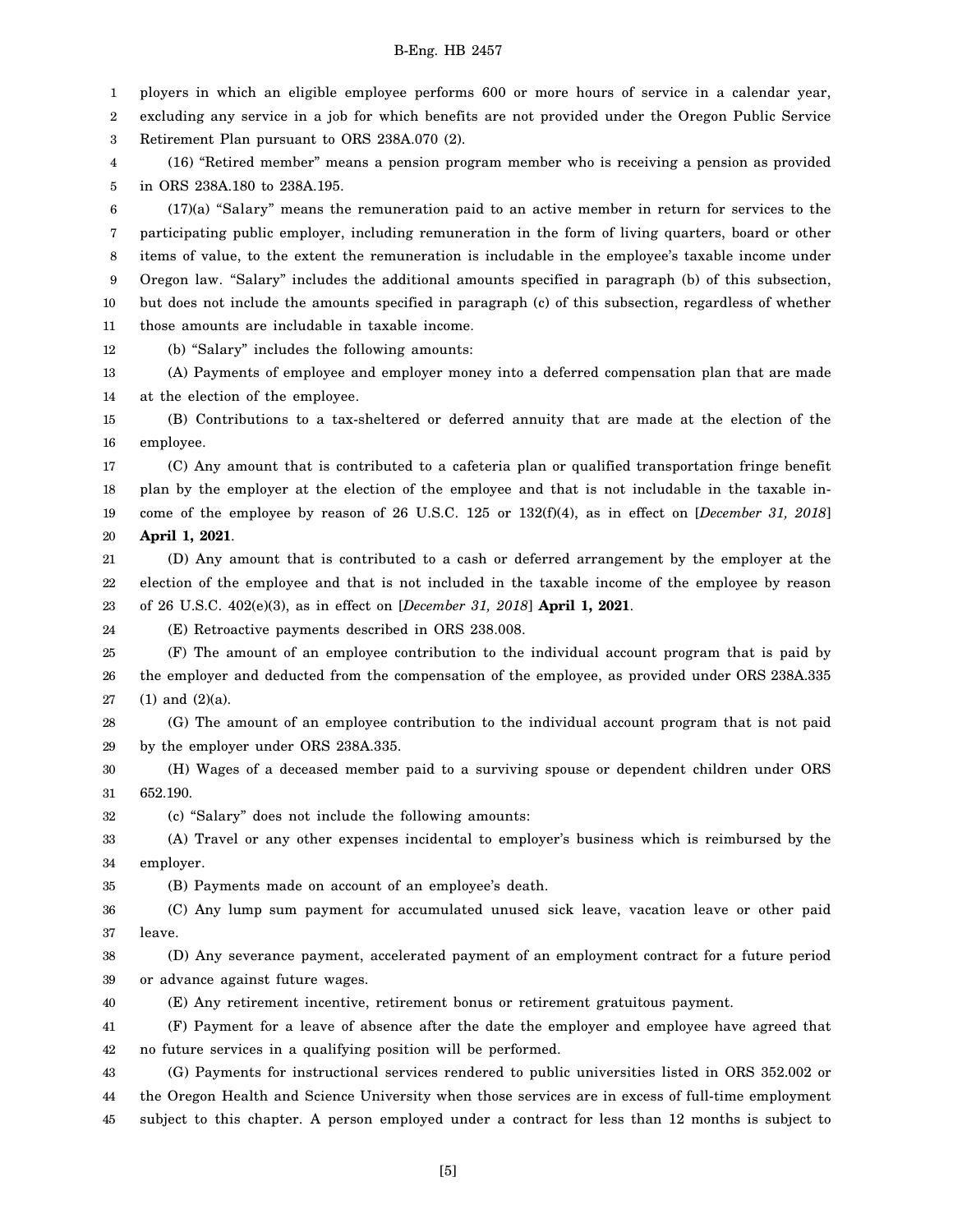ployers in which an eligible employee performs 600 or more hours of service in a calendar year, excluding any service in a job for which benefits are not provided under the Oregon Public Service Retirement Plan pursuant to ORS 238A.070 (2).

(16) "Retired member" means a pension program member who is receiving a pension as provided in ORS 238A.180 to 238A.195.

(17)(a) "Salary" means the remuneration paid to an active member in return for services to the participating public employer, including remuneration in the form of living quarters, board or other items of value, to the extent the remuneration is includable in the employee's taxable income under Oregon law. "Salary" includes the additional amounts specified in paragraph (b) of this subsection, but does not include the amounts specified in paragraph (c) of this subsection, regardless of whether those amounts are includable in taxable income.

(b) "Salary" includes the following amounts:

(A) Payments of employee and employer money into a deferred compensation plan that are made at the election of the employee.

(B) Contributions to a tax-sheltered or deferred annuity that are made at the election of the employee.

(C) Any amount that is contributed to a cafeteria plan or qualified transportation fringe benefit plan by the employer at the election of the employee and that is not includable in the taxable income of the employee by reason of 26 U.S.C. 125 or 132(f)(4), as in effect on [*December 31, 2018*] **April 1, 2021**.

(D) Any amount that is contributed to a cash or deferred arrangement by the employer at the election of the employee and that is not included in the taxable income of the employee by reason of 26 U.S.C. 402(e)(3), as in effect on [*December 31, 2018*] **April 1, 2021**.

(E) Retroactive payments described in ORS 238.008.

(F) The amount of an employee contribution to the individual account program that is paid by the employer and deducted from the compensation of the employee, as provided under ORS 238A.335 (1) and (2)(a).

(G) The amount of an employee contribution to the individual account program that is not paid by the employer under ORS 238A.335.

(H) Wages of a deceased member paid to a surviving spouse or dependent children under ORS 652.190.

(c) "Salary" does not include the following amounts:

(A) Travel or any other expenses incidental to employer's business which is reimbursed by the employer.

(B) Payments made on account of an employee's death.

(C) Any lump sum payment for accumulated unused sick leave, vacation leave or other paid leave.

(D) Any severance payment, accelerated payment of an employment contract for a future period or advance against future wages.

(E) Any retirement incentive, retirement bonus or retirement gratuitous payment.

(F) Payment for a leave of absence after the date the employer and employee have agreed that no future services in a qualifying position will be performed.

(G) Payments for instructional services rendered to public universities listed in ORS 352.002 or the Oregon Health and Science University when those services are in excess of full-time employment subject to this chapter. A person employed under a contract for less than 12 months is subject to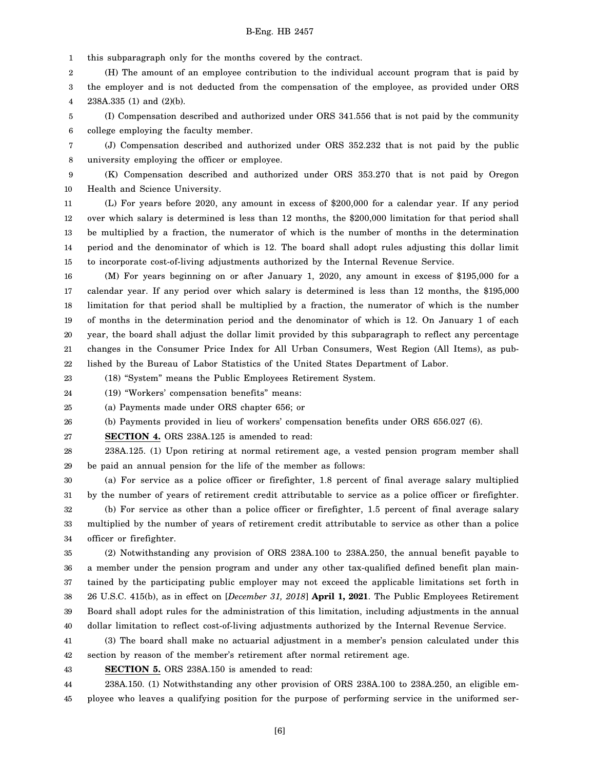this subparagraph only for the months covered by the contract.

(H) The amount of an employee contribution to the individual account program that is paid by the employer and is not deducted from the compensation of the employee, as provided under ORS 238A.335 (1) and (2)(b).

(I) Compensation described and authorized under ORS 341.556 that is not paid by the community college employing the faculty member.

(J) Compensation described and authorized under ORS 352.232 that is not paid by the public university employing the officer or employee.

(K) Compensation described and authorized under ORS 353.270 that is not paid by Oregon Health and Science University.

(L) For years before 2020, any amount in excess of $200,000 for a calendar year. If any period over which salary is determined is less than 12 months, the $200,000 limitation for that period shall be multiplied by a fraction, the numerator of which is the number of months in the determination period and the denominator of which is 12. The board shall adopt rules adjusting this dollar limit to incorporate cost-of-living adjustments authorized by the Internal Revenue Service.

(M) For years beginning on or after January 1, 2020, any amount in excess of $195,000 for a calendar year. If any period over which salary is determined is less than 12 months, the $195,000 limitation for that period shall be multiplied by a fraction, the numerator of which is the number of months in the determination period and the denominator of which is 12. On January 1 of each year, the board shall adjust the dollar limit provided by this subparagraph to reflect any percentage changes in the Consumer Price Index for All Urban Consumers, West Region (All Items), as published by the Bureau of Labor Statistics of the United States Department of Labor.

(18) "System" means the Public Employees Retirement System.

(19) "Workers' compensation benefits" means:

(a) Payments made under ORS chapter 656; or

(b) Payments provided in lieu of workers' compensation benefits under ORS 656.027 (6).

**SECTION 4.** ORS 238A.125 is amended to read:

238A.125. (1) Upon retiring at normal retirement age, a vested pension program member shall be paid an annual pension for the life of the member as follows:

(a) For service as a police officer or firefighter, 1.8 percent of final average salary multiplied by the number of years of retirement credit attributable to service as a police officer or firefighter.

(b) For service as other than a police officer or firefighter, 1.5 percent of final average salary multiplied by the number of years of retirement credit attributable to service as other than a police officer or firefighter.

(2) Notwithstanding any provision of ORS 238A.100 to 238A.250, the annual benefit payable to a member under the pension program and under any other tax-qualified defined benefit plan maintained by the participating public employer may not exceed the applicable limitations set forth in 26 U.S.C. 415(b), as in effect on [*December 31, 2018*] **April 1, 2021**. The Public Employees Retirement Board shall adopt rules for the administration of this limitation, including adjustments in the annual dollar limitation to reflect cost-of-living adjustments authorized by the Internal Revenue Service.

(3) The board shall make no actuarial adjustment in a member's pension calculated under this section by reason of the member's retirement after normal retirement age.

**SECTION 5.** ORS 238A.150 is amended to read:

238A.150. (1) Notwithstanding any other provision of ORS 238A.100 to 238A.250, an eligible employee who leaves a qualifying position for the purpose of performing service in the uniformed ser-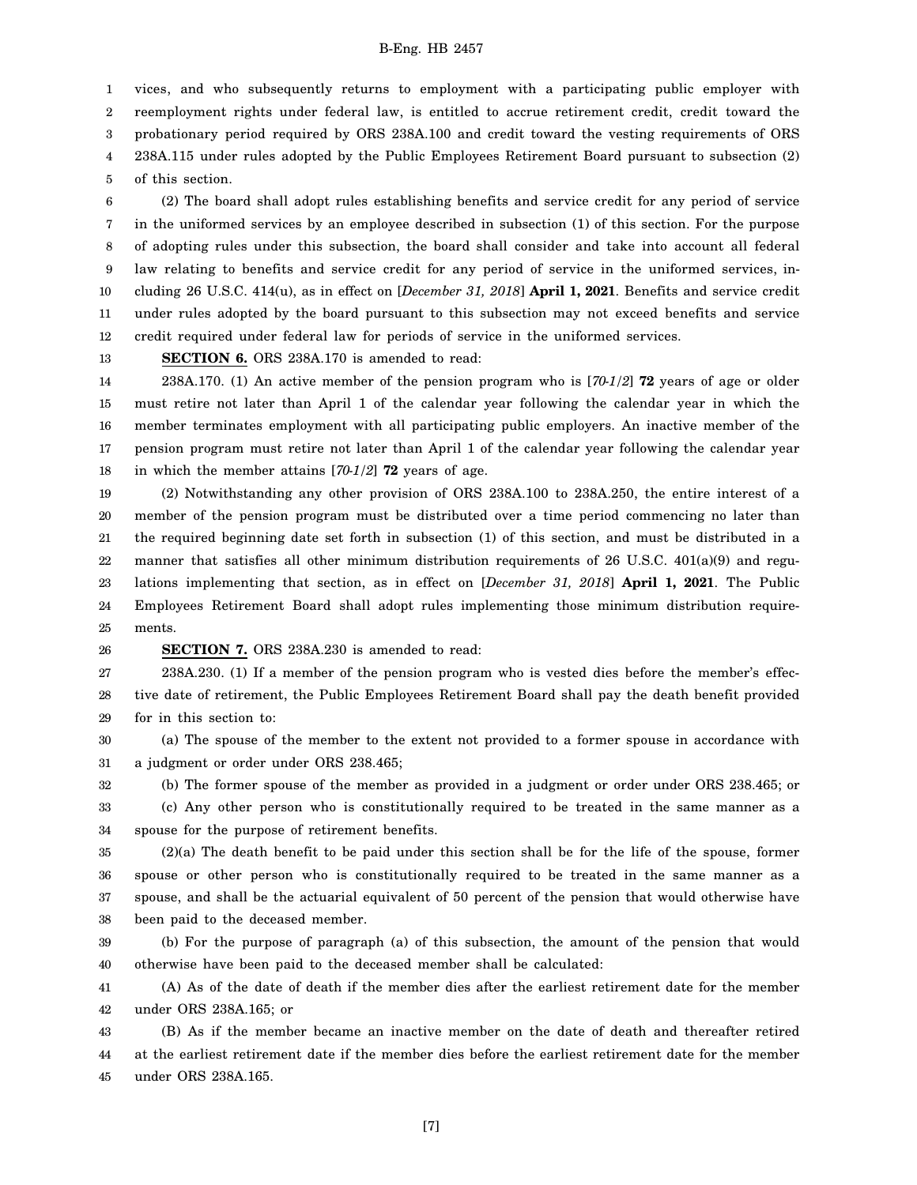vices, and who subsequently returns to employment with a participating public employer with reemployment rights under federal law, is entitled to accrue retirement credit, credit toward the probationary period required by ORS 238A.100 and credit toward the vesting requirements of ORS 238A.115 under rules adopted by the Public Employees Retirement Board pursuant to subsection (2) of this section.

(2) The board shall adopt rules establishing benefits and service credit for any period of service in the uniformed services by an employee described in subsection (1) of this section. For the purpose of adopting rules under this subsection, the board shall consider and take into account all federal law relating to benefits and service credit for any period of service in the uniformed services, including 26 U.S.C. 414(u), as in effect on [*December 31, 2018*] **April 1, 2021**. Benefits and service credit under rules adopted by the board pursuant to this subsection may not exceed benefits and service credit required under federal law for periods of service in the uniformed services.

**SECTION 6.** ORS 238A.170 is amended to read:

238A.170. (1) An active member of the pension program who is [*70-1/2*] **72** years of age or older must retire not later than April 1 of the calendar year following the calendar year in which the member terminates employment with all participating public employers. An inactive member of the pension program must retire not later than April 1 of the calendar year following the calendar year in which the member attains [*70-1/2*] **72** years of age.

(2) Notwithstanding any other provision of ORS 238A.100 to 238A.250, the entire interest of a member of the pension program must be distributed over a time period commencing no later than the required beginning date set forth in subsection (1) of this section, and must be distributed in a manner that satisfies all other minimum distribution requirements of 26 U.S.C. 401(a)(9) and regulations implementing that section, as in effect on [*December 31, 2018*] **April 1, 2021**. The Public Employees Retirement Board shall adopt rules implementing those minimum distribution requirements.

**SECTION 7.** ORS 238A.230 is amended to read:

238A.230. (1) If a member of the pension program who is vested dies before the member's effective date of retirement, the Public Employees Retirement Board shall pay the death benefit provided for in this section to:

(a) The spouse of the member to the extent not provided to a former spouse in accordance with a judgment or order under ORS 238.465;

(b) The former spouse of the member as provided in a judgment or order under ORS 238.465; or

(c) Any other person who is constitutionally required to be treated in the same manner as a spouse for the purpose of retirement benefits.

(2)(a) The death benefit to be paid under this section shall be for the life of the spouse, former spouse or other person who is constitutionally required to be treated in the same manner as a spouse, and shall be the actuarial equivalent of 50 percent of the pension that would otherwise have been paid to the deceased member.

(b) For the purpose of paragraph (a) of this subsection, the amount of the pension that would otherwise have been paid to the deceased member shall be calculated:

(A) As of the date of death if the member dies after the earliest retirement date for the member under ORS 238A.165; or

(B) As if the member became an inactive member on the date of death and thereafter retired at the earliest retirement date if the member dies before the earliest retirement date for the member under ORS 238A.165.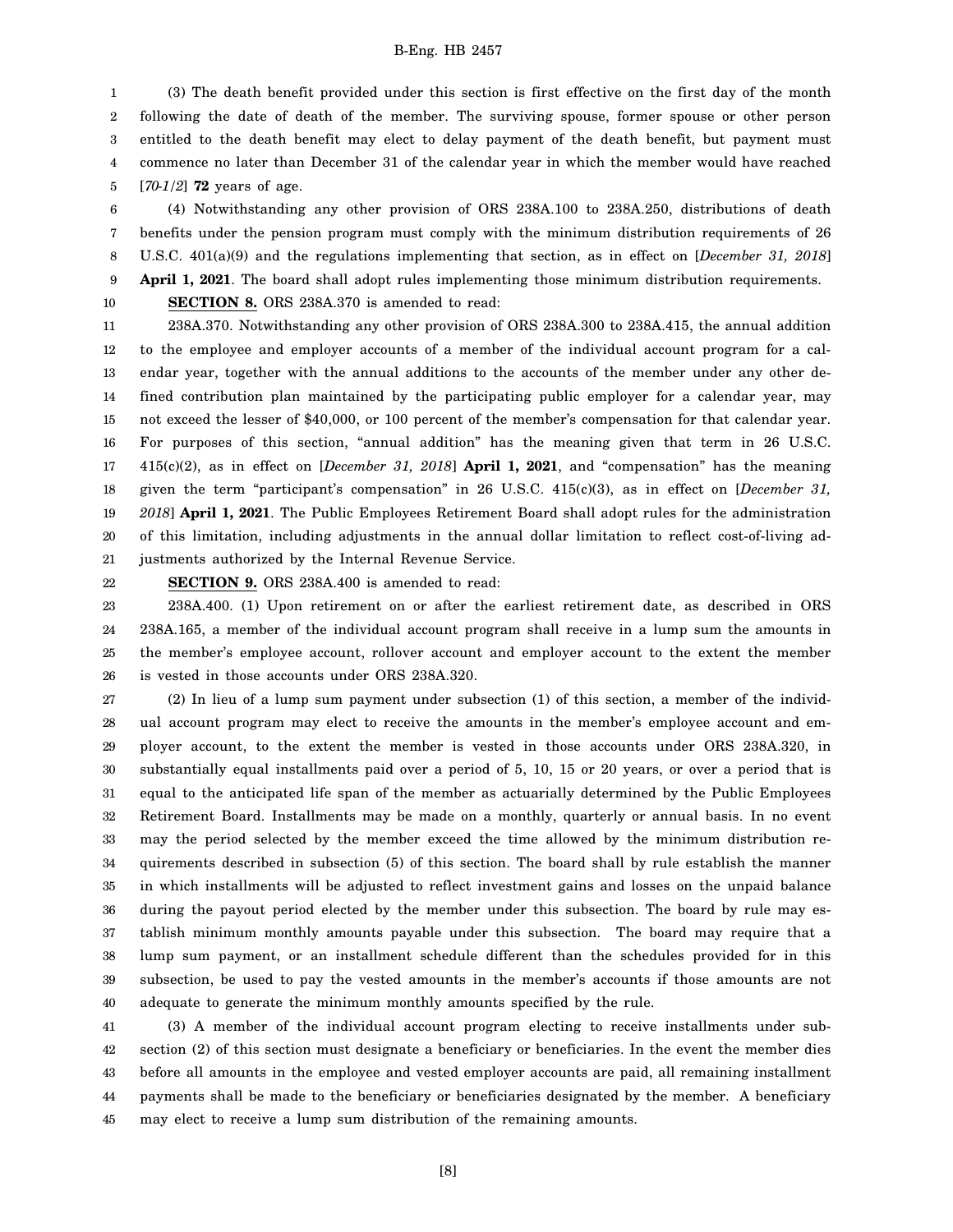(3) The death benefit provided under this section is first effective on the first day of the month following the date of death of the member. The surviving spouse, former spouse or other person entitled to the death benefit may elect to delay payment of the death benefit, but payment must commence no later than December 31 of the calendar year in which the member would have reached [*70-1/2*] **72** years of age.

(4) Notwithstanding any other provision of ORS 238A.100 to 238A.250, distributions of death benefits under the pension program must comply with the minimum distribution requirements of 26 U.S.C. 401(a)(9) and the regulations implementing that section, as in effect on [*December 31, 2018*] **April 1, 2021**. The board shall adopt rules implementing those minimum distribution requirements.

**SECTION 8.** ORS 238A.370 is amended to read:

238A.370. Notwithstanding any other provision of ORS 238A.300 to 238A.415, the annual addition to the employee and employer accounts of a member of the individual account program for a calendar year, together with the annual additions to the accounts of the member under any other defined contribution plan maintained by the participating public employer for a calendar year, may not exceed the lesser of $40,000, or 100 percent of the member's compensation for that calendar year. For purposes of this section, "annual addition" has the meaning given that term in 26 U.S.C. 415(c)(2), as in effect on [*December 31, 2018*] **April 1, 2021**, and "compensation" has the meaning given the term "participant's compensation" in 26 U.S.C. 415(c)(3), as in effect on [*December 31, 2018*] **April 1, 2021**. The Public Employees Retirement Board shall adopt rules for the administration of this limitation, including adjustments in the annual dollar limitation to reflect cost-of-living adjustments authorized by the Internal Revenue Service.

**SECTION 9.** ORS 238A.400 is amended to read:

238A.400. (1) Upon retirement on or after the earliest retirement date, as described in ORS 238A.165, a member of the individual account program shall receive in a lump sum the amounts in the member's employee account, rollover account and employer account to the extent the member is vested in those accounts under ORS 238A.320.

(2) In lieu of a lump sum payment under subsection (1) of this section, a member of the individual account program may elect to receive the amounts in the member's employee account and employer account, to the extent the member is vested in those accounts under ORS 238A.320, in substantially equal installments paid over a period of 5, 10, 15 or 20 years, or over a period that is equal to the anticipated life span of the member as actuarially determined by the Public Employees Retirement Board. Installments may be made on a monthly, quarterly or annual basis. In no event may the period selected by the member exceed the time allowed by the minimum distribution requirements described in subsection (5) of this section. The board shall by rule establish the manner in which installments will be adjusted to reflect investment gains and losses on the unpaid balance during the payout period elected by the member under this subsection. The board by rule may establish minimum monthly amounts payable under this subsection. The board may require that a lump sum payment, or an installment schedule different than the schedules provided for in this subsection, be used to pay the vested amounts in the member's accounts if those amounts are not adequate to generate the minimum monthly amounts specified by the rule.

(3) A member of the individual account program electing to receive installments under subsection (2) of this section must designate a beneficiary or beneficiaries. In the event the member dies before all amounts in the employee and vested employer accounts are paid, all remaining installment payments shall be made to the beneficiary or beneficiaries designated by the member. A beneficiary may elect to receive a lump sum distribution of the remaining amounts.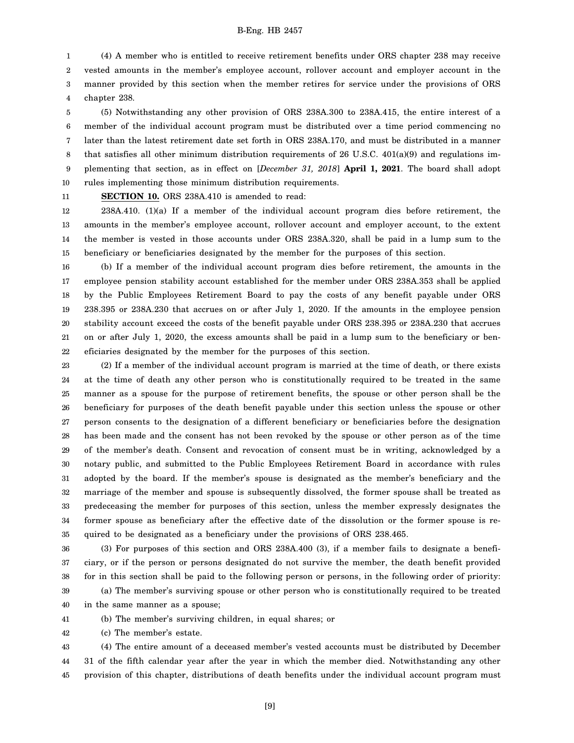(4) A member who is entitled to receive retirement benefits under ORS chapter 238 may receive vested amounts in the member's employee account, rollover account and employer account in the manner provided by this section when the member retires for service under the provisions of ORS chapter 238.

(5) Notwithstanding any other provision of ORS 238A.300 to 238A.415, the entire interest of a member of the individual account program must be distributed over a time period commencing no later than the latest retirement date set forth in ORS 238A.170, and must be distributed in a manner that satisfies all other minimum distribution requirements of 26 U.S.C. 401(a)(9) and regulations implementing that section, as in effect on [*December 31, 2018*] **April 1, 2021**. The board shall adopt rules implementing those minimum distribution requirements.

**SECTION 10.** ORS 238A.410 is amended to read:

238A.410. (1)(a) If a member of the individual account program dies before retirement, the amounts in the member's employee account, rollover account and employer account, to the extent the member is vested in those accounts under ORS 238A.320, shall be paid in a lump sum to the beneficiary or beneficiaries designated by the member for the purposes of this section.

(b) If a member of the individual account program dies before retirement, the amounts in the employee pension stability account established for the member under ORS 238A.353 shall be applied by the Public Employees Retirement Board to pay the costs of any benefit payable under ORS 238.395 or 238A.230 that accrues on or after July 1, 2020. If the amounts in the employee pension stability account exceed the costs of the benefit payable under ORS 238.395 or 238A.230 that accrues on or after July 1, 2020, the excess amounts shall be paid in a lump sum to the beneficiary or beneficiaries designated by the member for the purposes of this section.

(2) If a member of the individual account program is married at the time of death, or there exists at the time of death any other person who is constitutionally required to be treated in the same manner as a spouse for the purpose of retirement benefits, the spouse or other person shall be the beneficiary for purposes of the death benefit payable under this section unless the spouse or other person consents to the designation of a different beneficiary or beneficiaries before the designation has been made and the consent has not been revoked by the spouse or other person as of the time of the member's death. Consent and revocation of consent must be in writing, acknowledged by a notary public, and submitted to the Public Employees Retirement Board in accordance with rules adopted by the board. If the member's spouse is designated as the member's beneficiary and the marriage of the member and spouse is subsequently dissolved, the former spouse shall be treated as predeceasing the member for purposes of this section, unless the member expressly designates the former spouse as beneficiary after the effective date of the dissolution or the former spouse is required to be designated as a beneficiary under the provisions of ORS 238.465.

(3) For purposes of this section and ORS 238A.400 (3), if a member fails to designate a beneficiary, or if the person or persons designated do not survive the member, the death benefit provided for in this section shall be paid to the following person or persons, in the following order of priority:

(a) The member's surviving spouse or other person who is constitutionally required to be treated in the same manner as a spouse;

(b) The member's surviving children, in equal shares; or

(c) The member's estate.

(4) The entire amount of a deceased member's vested accounts must be distributed by December 31 of the fifth calendar year after the year in which the member died. Notwithstanding any other provision of this chapter, distributions of death benefits under the individual account program must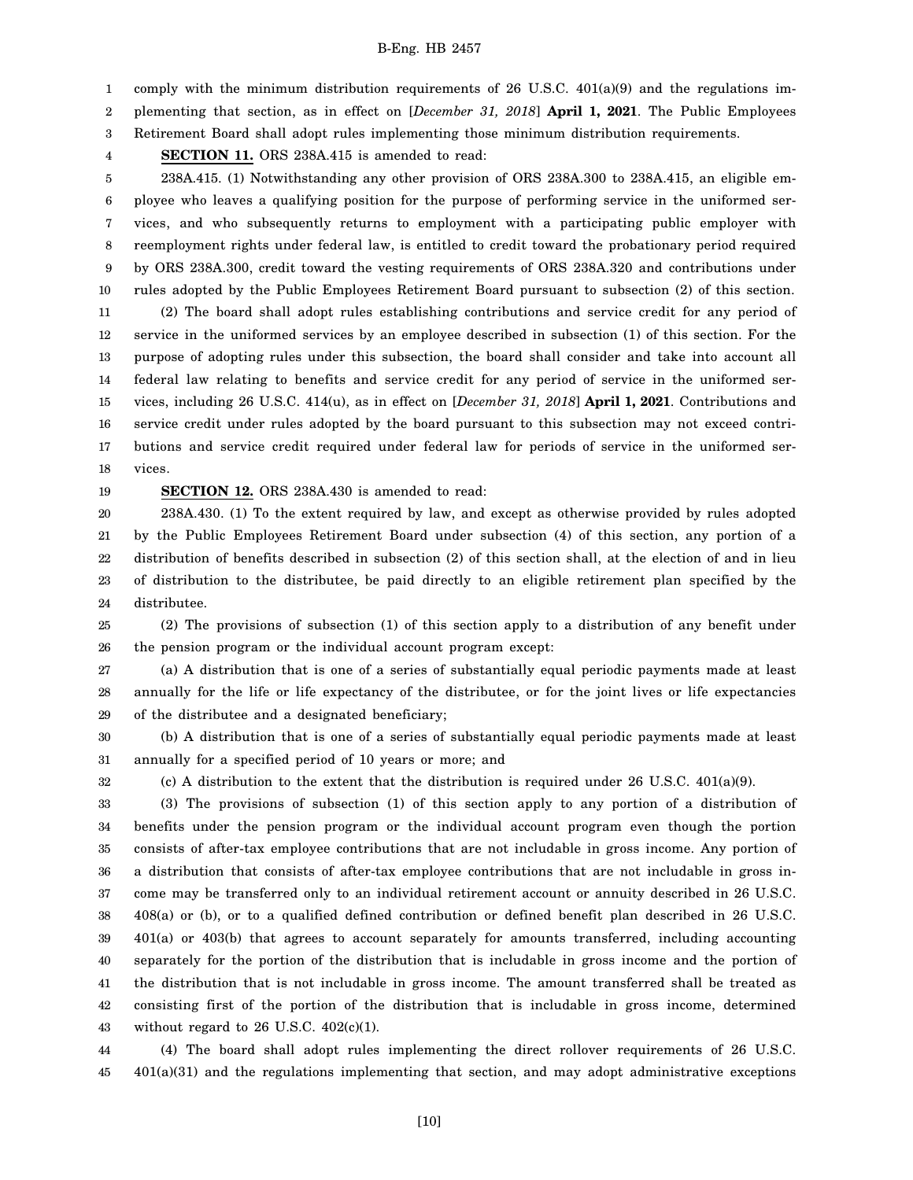comply with the minimum distribution requirements of 26 U.S.C. 401(a)(9) and the regulations implementing that section, as in effect on [*December 31, 2018*] **April 1, 2021**. The Public Employees Retirement Board shall adopt rules implementing those minimum distribution requirements.

**SECTION 11.** ORS 238A.415 is amended to read:

238A.415. (1) Notwithstanding any other provision of ORS 238A.300 to 238A.415, an eligible employee who leaves a qualifying position for the purpose of performing service in the uniformed services, and who subsequently returns to employment with a participating public employer with reemployment rights under federal law, is entitled to credit toward the probationary period required by ORS 238A.300, credit toward the vesting requirements of ORS 238A.320 and contributions under rules adopted by the Public Employees Retirement Board pursuant to subsection (2) of this section.

(2) The board shall adopt rules establishing contributions and service credit for any period of service in the uniformed services by an employee described in subsection (1) of this section. For the purpose of adopting rules under this subsection, the board shall consider and take into account all federal law relating to benefits and service credit for any period of service in the uniformed services, including 26 U.S.C. 414(u), as in effect on [*December 31, 2018*] **April 1, 2021**. Contributions and service credit under rules adopted by the board pursuant to this subsection may not exceed contributions and service credit required under federal law for periods of service in the uniformed services.

**SECTION 12.** ORS 238A.430 is amended to read:

238A.430. (1) To the extent required by law, and except as otherwise provided by rules adopted by the Public Employees Retirement Board under subsection (4) of this section, any portion of a distribution of benefits described in subsection (2) of this section shall, at the election of and in lieu of distribution to the distributee, be paid directly to an eligible retirement plan specified by the distributee.

(2) The provisions of subsection (1) of this section apply to a distribution of any benefit under the pension program or the individual account program except:

(a) A distribution that is one of a series of substantially equal periodic payments made at least annually for the life or life expectancy of the distributee, or for the joint lives or life expectancies of the distributee and a designated beneficiary;

(b) A distribution that is one of a series of substantially equal periodic payments made at least annually for a specified period of 10 years or more; and

(c) A distribution to the extent that the distribution is required under 26 U.S.C. 401(a)(9).

(3) The provisions of subsection (1) of this section apply to any portion of a distribution of benefits under the pension program or the individual account program even though the portion consists of after-tax employee contributions that are not includable in gross income. Any portion of a distribution that consists of after-tax employee contributions that are not includable in gross income may be transferred only to an individual retirement account or annuity described in 26 U.S.C. 408(a) or (b), or to a qualified defined contribution or defined benefit plan described in 26 U.S.C. 401(a) or 403(b) that agrees to account separately for amounts transferred, including accounting separately for the portion of the distribution that is includable in gross income and the portion of the distribution that is not includable in gross income. The amount transferred shall be treated as consisting first of the portion of the distribution that is includable in gross income, determined without regard to 26 U.S.C. 402(c)(1).

(4) The board shall adopt rules implementing the direct rollover requirements of 26 U.S.C. 401(a)(31) and the regulations implementing that section, and may adopt administrative exceptions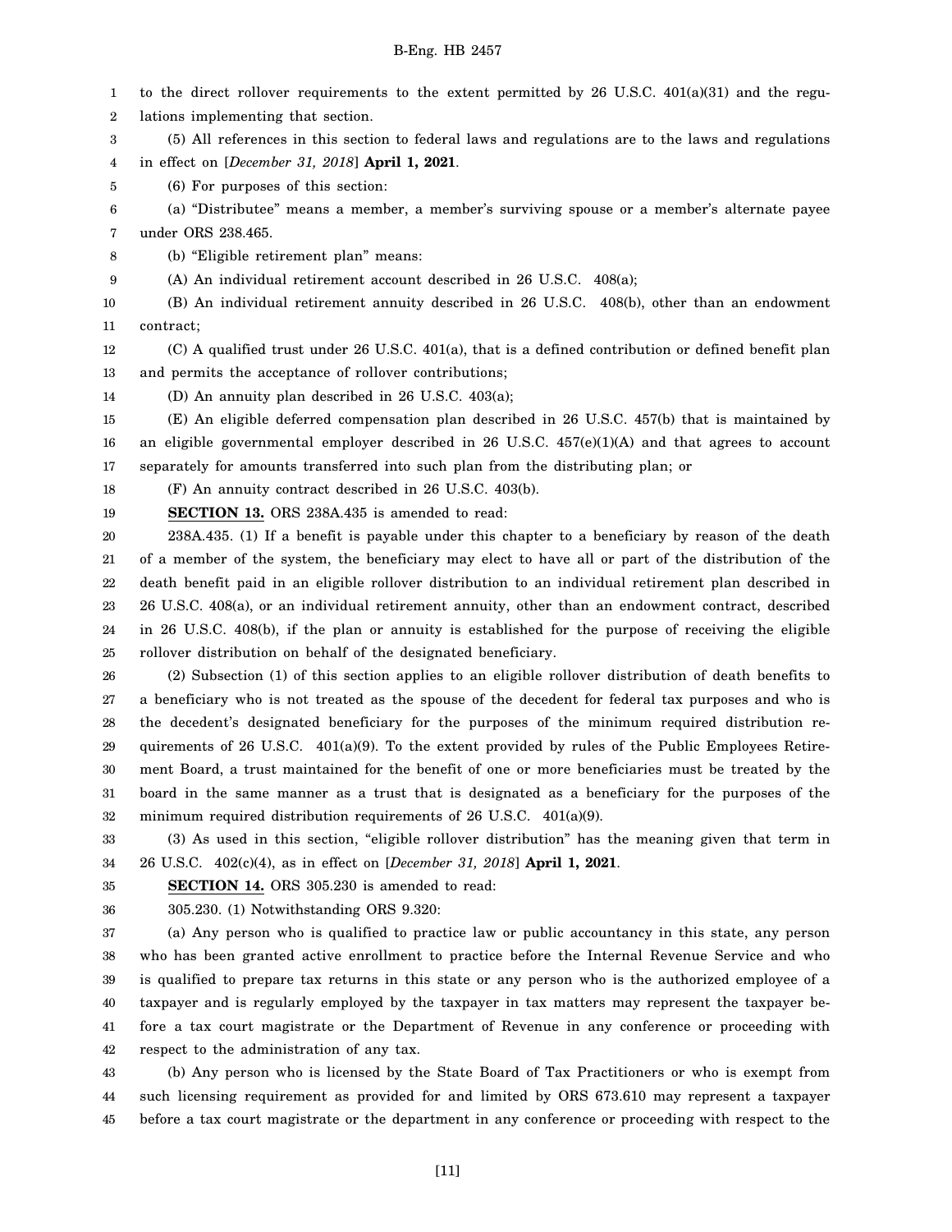to the direct rollover requirements to the extent permitted by 26 U.S.C. 401(a)(31) and the regulations implementing that section.

(5) All references in this section to federal laws and regulations are to the laws and regulations in effect on [*December 31, 2018*] **April 1, 2021**.

(6) For purposes of this section:

(a) "Distributee" means a member, a member's surviving spouse or a member's alternate payee under ORS 238.465.

(b) "Eligible retirement plan" means:

(A) An individual retirement account described in 26 U.S.C. 408(a);

(B) An individual retirement annuity described in 26 U.S.C. 408(b), other than an endowment contract;

(C) A qualified trust under 26 U.S.C. 401(a), that is a defined contribution or defined benefit plan and permits the acceptance of rollover contributions;

(D) An annuity plan described in 26 U.S.C. 403(a);

(E) An eligible deferred compensation plan described in 26 U.S.C. 457(b) that is maintained by an eligible governmental employer described in 26 U.S.C. 457(e)(1)(A) and that agrees to account separately for amounts transferred into such plan from the distributing plan; or

(F) An annuity contract described in 26 U.S.C. 403(b).

**SECTION 13.** ORS 238A.435 is amended to read:

238A.435. (1) If a benefit is payable under this chapter to a beneficiary by reason of the death of a member of the system, the beneficiary may elect to have all or part of the distribution of the death benefit paid in an eligible rollover distribution to an individual retirement plan described in 26 U.S.C. 408(a), or an individual retirement annuity, other than an endowment contract, described in 26 U.S.C. 408(b), if the plan or annuity is established for the purpose of receiving the eligible rollover distribution on behalf of the designated beneficiary.

(2) Subsection (1) of this section applies to an eligible rollover distribution of death benefits to a beneficiary who is not treated as the spouse of the decedent for federal tax purposes and who is the decedent's designated beneficiary for the purposes of the minimum required distribution requirements of 26 U.S.C. 401(a)(9). To the extent provided by rules of the Public Employees Retirement Board, a trust maintained for the benefit of one or more beneficiaries must be treated by the board in the same manner as a trust that is designated as a beneficiary for the purposes of the minimum required distribution requirements of 26 U.S.C. 401(a)(9).

(3) As used in this section, "eligible rollover distribution" has the meaning given that term in 26 U.S.C. 402(c)(4), as in effect on [*December 31, 2018*] **April 1, 2021**.

**SECTION 14.** ORS 305.230 is amended to read:

305.230. (1) Notwithstanding ORS 9.320:

(a) Any person who is qualified to practice law or public accountancy in this state, any person who has been granted active enrollment to practice before the Internal Revenue Service and who is qualified to prepare tax returns in this state or any person who is the authorized employee of a taxpayer and is regularly employed by the taxpayer in tax matters may represent the taxpayer before a tax court magistrate or the Department of Revenue in any conference or proceeding with respect to the administration of any tax.

(b) Any person who is licensed by the State Board of Tax Practitioners or who is exempt from such licensing requirement as provided for and limited by ORS 673.610 may represent a taxpayer before a tax court magistrate or the department in any conference or proceeding with respect to the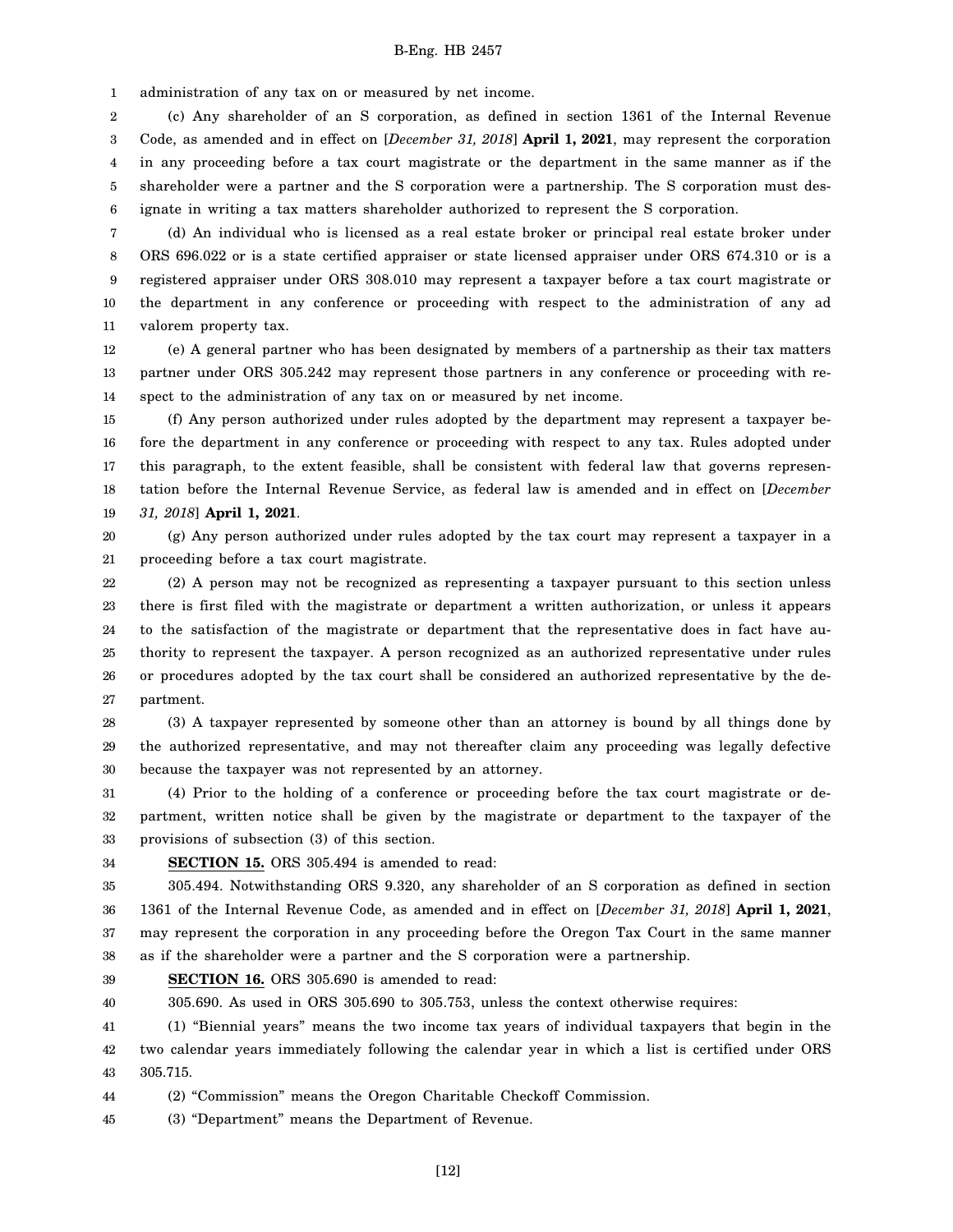administration of any tax on or measured by net income.

(c) Any shareholder of an S corporation, as defined in section 1361 of the Internal Revenue Code, as amended and in effect on [*December 31, 2018*] **April 1, 2021**, may represent the corporation in any proceeding before a tax court magistrate or the department in the same manner as if the shareholder were a partner and the S corporation were a partnership. The S corporation must designate in writing a tax matters shareholder authorized to represent the S corporation.

(d) An individual who is licensed as a real estate broker or principal real estate broker under ORS 696.022 or is a state certified appraiser or state licensed appraiser under ORS 674.310 or is a registered appraiser under ORS 308.010 may represent a taxpayer before a tax court magistrate or the department in any conference or proceeding with respect to the administration of any ad valorem property tax.

(e) A general partner who has been designated by members of a partnership as their tax matters partner under ORS 305.242 may represent those partners in any conference or proceeding with respect to the administration of any tax on or measured by net income.

(f) Any person authorized under rules adopted by the department may represent a taxpayer before the department in any conference or proceeding with respect to any tax. Rules adopted under this paragraph, to the extent feasible, shall be consistent with federal law that governs representation before the Internal Revenue Service, as federal law is amended and in effect on [*December 31, 2018*] **April 1, 2021**.

(g) Any person authorized under rules adopted by the tax court may represent a taxpayer in a proceeding before a tax court magistrate.

(2) A person may not be recognized as representing a taxpayer pursuant to this section unless there is first filed with the magistrate or department a written authorization, or unless it appears to the satisfaction of the magistrate or department that the representative does in fact have authority to represent the taxpayer. A person recognized as an authorized representative under rules or procedures adopted by the tax court shall be considered an authorized representative by the department.

(3) A taxpayer represented by someone other than an attorney is bound by all things done by the authorized representative, and may not thereafter claim any proceeding was legally defective because the taxpayer was not represented by an attorney.

(4) Prior to the holding of a conference or proceeding before the tax court magistrate or department, written notice shall be given by the magistrate or department to the taxpayer of the provisions of subsection (3) of this section.

**SECTION 15.** ORS 305.494 is amended to read:

305.494. Notwithstanding ORS 9.320, any shareholder of an S corporation as defined in section 1361 of the Internal Revenue Code, as amended and in effect on [*December 31, 2018*] **April 1, 2021**, may represent the corporation in any proceeding before the Oregon Tax Court in the same manner as if the shareholder were a partner and the S corporation were a partnership.

**SECTION 16.** ORS 305.690 is amended to read:

305.690. As used in ORS 305.690 to 305.753, unless the context otherwise requires:

(1) "Biennial years" means the two income tax years of individual taxpayers that begin in the two calendar years immediately following the calendar year in which a list is certified under ORS 305.715.

(2) "Commission" means the Oregon Charitable Checkoff Commission.

(3) "Department" means the Department of Revenue.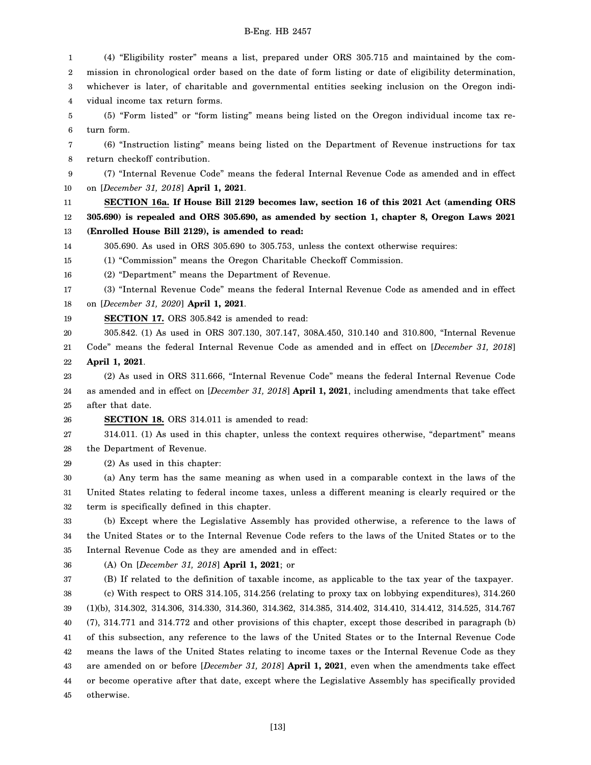(4) "Eligibility roster" means a list, prepared under ORS 305.715 and maintained by the commission in chronological order based on the date of form listing or date of eligibility determination, whichever is later, of charitable and governmental entities seeking inclusion on the Oregon individual income tax return forms.

(5) "Form listed" or "form listing" means being listed on the Oregon individual income tax return form.

(6) "Instruction listing" means being listed on the Department of Revenue instructions for tax return checkoff contribution.

(7) "Internal Revenue Code" means the federal Internal Revenue Code as amended and in effect on [*December 31, 2018*] **April 1, 2021**.

**SECTION 16a. If House Bill 2129 becomes law, section 16 of this 2021 Act (amending ORS 305.690) is repealed and ORS 305.690, as amended by section 1, chapter 8, Oregon Laws 2021 (Enrolled House Bill 2129), is amended to read:**

305.690. As used in ORS 305.690 to 305.753, unless the context otherwise requires:

(1) "Commission" means the Oregon Charitable Checkoff Commission.

(2) "Department" means the Department of Revenue.

(3) "Internal Revenue Code" means the federal Internal Revenue Code as amended and in effect on [*December 31, 2020*] **April 1, 2021**.

**SECTION 17.** ORS 305.842 is amended to read:

305.842. (1) As used in ORS 307.130, 307.147, 308A.450, 310.140 and 310.800, "Internal Revenue Code" means the federal Internal Revenue Code as amended and in effect on [*December 31, 2018*] **April 1, 2021**.

(2) As used in ORS 311.666, "Internal Revenue Code" means the federal Internal Revenue Code as amended and in effect on [*December 31, 2018*] **April 1, 2021**, including amendments that take effect after that date.

**SECTION 18.** ORS 314.011 is amended to read:

314.011. (1) As used in this chapter, unless the context requires otherwise, "department" means the Department of Revenue.

(2) As used in this chapter:

(a) Any term has the same meaning as when used in a comparable context in the laws of the United States relating to federal income taxes, unless a different meaning is clearly required or the term is specifically defined in this chapter.

(b) Except where the Legislative Assembly has provided otherwise, a reference to the laws of the United States or to the Internal Revenue Code refers to the laws of the United States or to the Internal Revenue Code as they are amended and in effect:

(A) On [*December 31, 2018*] **April 1, 2021**; or

(B) If related to the definition of taxable income, as applicable to the tax year of the taxpayer.

(c) With respect to ORS 314.105, 314.256 (relating to proxy tax on lobbying expenditures), 314.260 (1)(b), 314.302, 314.306, 314.330, 314.360, 314.362, 314.385, 314.402, 314.410, 314.412, 314.525, 314.767 (7), 314.771 and 314.772 and other provisions of this chapter, except those described in paragraph (b) of this subsection, any reference to the laws of the United States or to the Internal Revenue Code means the laws of the United States relating to income taxes or the Internal Revenue Code as they are amended on or before [*December 31, 2018*] **April 1, 2021**, even when the amendments take effect or become operative after that date, except where the Legislative Assembly has specifically provided otherwise.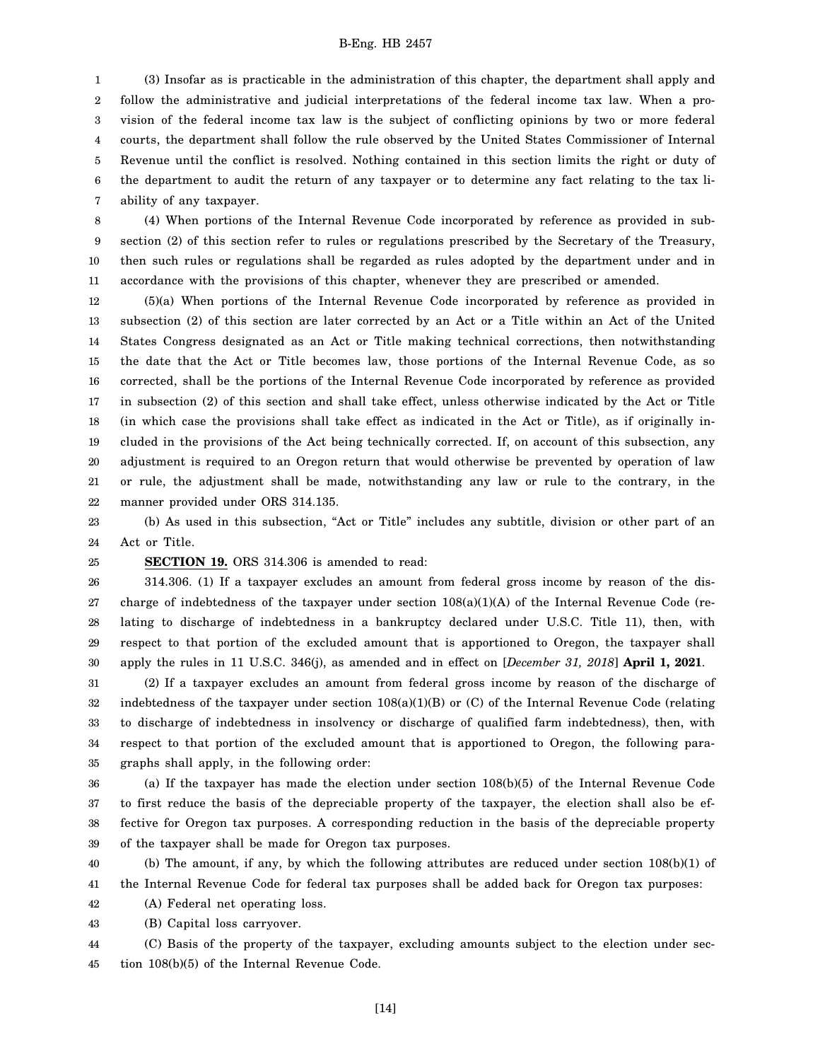(3) Insofar as is practicable in the administration of this chapter, the department shall apply and follow the administrative and judicial interpretations of the federal income tax law. When a provision of the federal income tax law is the subject of conflicting opinions by two or more federal courts, the department shall follow the rule observed by the United States Commissioner of Internal Revenue until the conflict is resolved. Nothing contained in this section limits the right or duty of the department to audit the return of any taxpayer or to determine any fact relating to the tax liability of any taxpayer.

(4) When portions of the Internal Revenue Code incorporated by reference as provided in subsection (2) of this section refer to rules or regulations prescribed by the Secretary of the Treasury, then such rules or regulations shall be regarded as rules adopted by the department under and in accordance with the provisions of this chapter, whenever they are prescribed or amended.

(5)(a) When portions of the Internal Revenue Code incorporated by reference as provided in subsection (2) of this section are later corrected by an Act or a Title within an Act of the United States Congress designated as an Act or Title making technical corrections, then notwithstanding the date that the Act or Title becomes law, those portions of the Internal Revenue Code, as so corrected, shall be the portions of the Internal Revenue Code incorporated by reference as provided in subsection (2) of this section and shall take effect, unless otherwise indicated by the Act or Title (in which case the provisions shall take effect as indicated in the Act or Title), as if originally included in the provisions of the Act being technically corrected. If, on account of this subsection, any adjustment is required to an Oregon return that would otherwise be prevented by operation of law or rule, the adjustment shall be made, notwithstanding any law or rule to the contrary, in the manner provided under ORS 314.135.

(b) As used in this subsection, "Act or Title" includes any subtitle, division or other part of an Act or Title.

**SECTION 19.** ORS 314.306 is amended to read:

314.306. (1) If a taxpayer excludes an amount from federal gross income by reason of the discharge of indebtedness of the taxpayer under section 108(a)(1)(A) of the Internal Revenue Code (relating to discharge of indebtedness in a bankruptcy declared under U.S.C. Title 11), then, with respect to that portion of the excluded amount that is apportioned to Oregon, the taxpayer shall apply the rules in 11 U.S.C. 346(j), as amended and in effect on [*December 31, 2018*] **April 1, 2021**.

(2) If a taxpayer excludes an amount from federal gross income by reason of the discharge of indebtedness of the taxpayer under section 108(a)(1)(B) or (C) of the Internal Revenue Code (relating to discharge of indebtedness in insolvency or discharge of qualified farm indebtedness), then, with respect to that portion of the excluded amount that is apportioned to Oregon, the following paragraphs shall apply, in the following order:

(a) If the taxpayer has made the election under section 108(b)(5) of the Internal Revenue Code to first reduce the basis of the depreciable property of the taxpayer, the election shall also be effective for Oregon tax purposes. A corresponding reduction in the basis of the depreciable property of the taxpayer shall be made for Oregon tax purposes.

(b) The amount, if any, by which the following attributes are reduced under section 108(b)(1) of the Internal Revenue Code for federal tax purposes shall be added back for Oregon tax purposes:

(A) Federal net operating loss.

(B) Capital loss carryover.

(C) Basis of the property of the taxpayer, excluding amounts subject to the election under section 108(b)(5) of the Internal Revenue Code.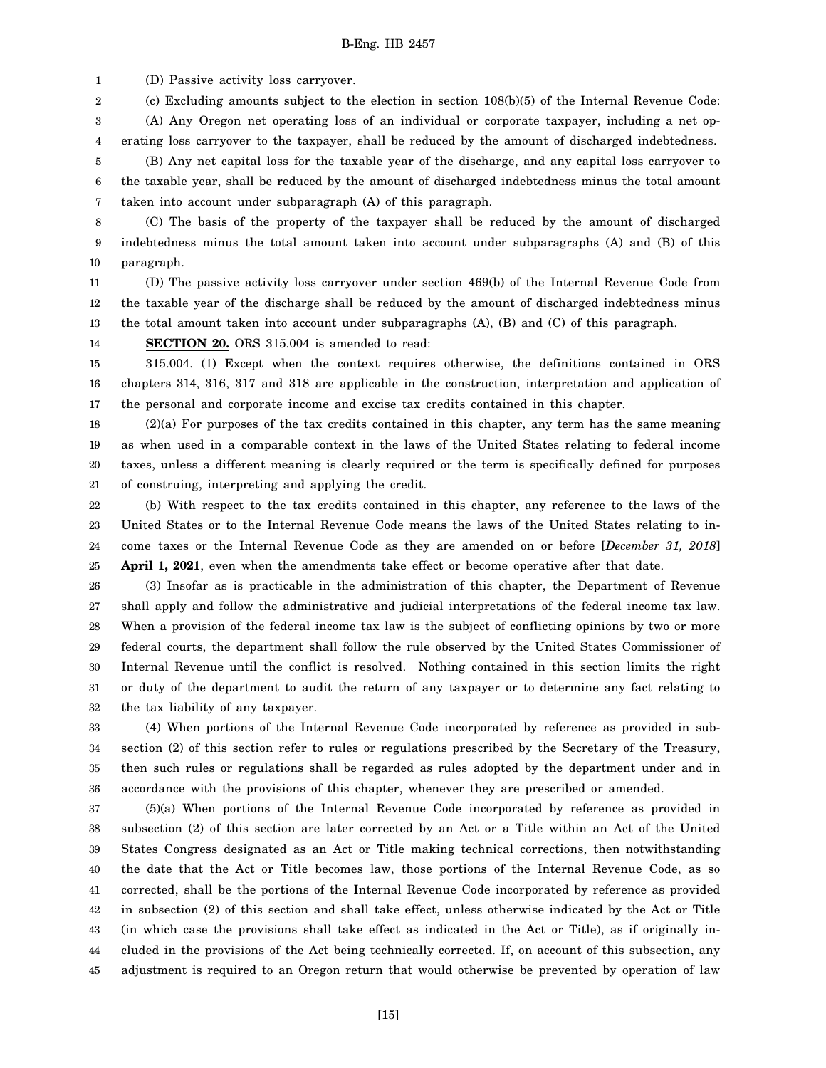(D) Passive activity loss carryover.

(c) Excluding amounts subject to the election in section 108(b)(5) of the Internal Revenue Code:

(A) Any Oregon net operating loss of an individual or corporate taxpayer, including a net operating loss carryover to the taxpayer, shall be reduced by the amount of discharged indebtedness.

(B) Any net capital loss for the taxable year of the discharge, and any capital loss carryover to the taxable year, shall be reduced by the amount of discharged indebtedness minus the total amount taken into account under subparagraph (A) of this paragraph.

(C) The basis of the property of the taxpayer shall be reduced by the amount of discharged indebtedness minus the total amount taken into account under subparagraphs (A) and (B) of this paragraph.

(D) The passive activity loss carryover under section 469(b) of the Internal Revenue Code from the taxable year of the discharge shall be reduced by the amount of discharged indebtedness minus the total amount taken into account under subparagraphs (A), (B) and (C) of this paragraph.

**SECTION 20.** ORS 315.004 is amended to read:

315.004. (1) Except when the context requires otherwise, the definitions contained in ORS chapters 314, 316, 317 and 318 are applicable in the construction, interpretation and application of the personal and corporate income and excise tax credits contained in this chapter.

(2)(a) For purposes of the tax credits contained in this chapter, any term has the same meaning as when used in a comparable context in the laws of the United States relating to federal income taxes, unless a different meaning is clearly required or the term is specifically defined for purposes of construing, interpreting and applying the credit.

(b) With respect to the tax credits contained in this chapter, any reference to the laws of the United States or to the Internal Revenue Code means the laws of the United States relating to income taxes or the Internal Revenue Code as they are amended on or before [*December 31, 2018*] **April 1, 2021**, even when the amendments take effect or become operative after that date.

(3) Insofar as is practicable in the administration of this chapter, the Department of Revenue shall apply and follow the administrative and judicial interpretations of the federal income tax law. When a provision of the federal income tax law is the subject of conflicting opinions by two or more federal courts, the department shall follow the rule observed by the United States Commissioner of Internal Revenue until the conflict is resolved. Nothing contained in this section limits the right or duty of the department to audit the return of any taxpayer or to determine any fact relating to the tax liability of any taxpayer.

(4) When portions of the Internal Revenue Code incorporated by reference as provided in subsection (2) of this section refer to rules or regulations prescribed by the Secretary of the Treasury, then such rules or regulations shall be regarded as rules adopted by the department under and in accordance with the provisions of this chapter, whenever they are prescribed or amended.

(5)(a) When portions of the Internal Revenue Code incorporated by reference as provided in subsection (2) of this section are later corrected by an Act or a Title within an Act of the United States Congress designated as an Act or Title making technical corrections, then notwithstanding the date that the Act or Title becomes law, those portions of the Internal Revenue Code, as so corrected, shall be the portions of the Internal Revenue Code incorporated by reference as provided in subsection (2) of this section and shall take effect, unless otherwise indicated by the Act or Title (in which case the provisions shall take effect as indicated in the Act or Title), as if originally included in the provisions of the Act being technically corrected. If, on account of this subsection, any adjustment is required to an Oregon return that would otherwise be prevented by operation of law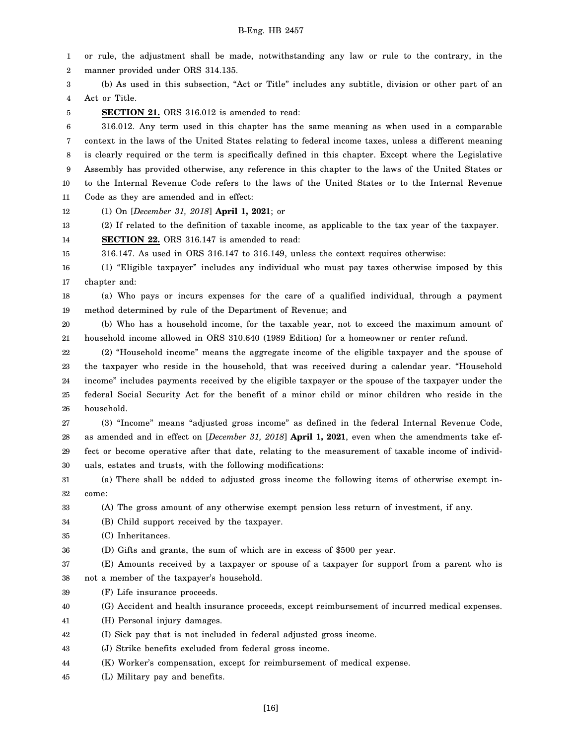or rule, the adjustment shall be made, notwithstanding any law or rule to the contrary, in the manner provided under ORS 314.135.

(b) As used in this subsection, "Act or Title" includes any subtitle, division or other part of an Act or Title.

**SECTION 21.** ORS 316.012 is amended to read:

316.012. Any term used in this chapter has the same meaning as when used in a comparable context in the laws of the United States relating to federal income taxes, unless a different meaning is clearly required or the term is specifically defined in this chapter. Except where the Legislative Assembly has provided otherwise, any reference in this chapter to the laws of the United States or to the Internal Revenue Code refers to the laws of the United States or to the Internal Revenue Code as they are amended and in effect:

(1) On [*December 31, 2018*] **April 1, 2021**; or

(2) If related to the definition of taxable income, as applicable to the tax year of the taxpayer.

**SECTION 22.** ORS 316.147 is amended to read:

316.147. As used in ORS 316.147 to 316.149, unless the context requires otherwise:

(1) "Eligible taxpayer" includes any individual who must pay taxes otherwise imposed by this chapter and:

(a) Who pays or incurs expenses for the care of a qualified individual, through a payment method determined by rule of the Department of Revenue; and

(b) Who has a household income, for the taxable year, not to exceed the maximum amount of household income allowed in ORS 310.640 (1989 Edition) for a homeowner or renter refund.

(2) "Household income" means the aggregate income of the eligible taxpayer and the spouse of the taxpayer who reside in the household, that was received during a calendar year. "Household income" includes payments received by the eligible taxpayer or the spouse of the taxpayer under the federal Social Security Act for the benefit of a minor child or minor children who reside in the household.

(3) "Income" means "adjusted gross income" as defined in the federal Internal Revenue Code, as amended and in effect on [*December 31, 2018*] **April 1, 2021**, even when the amendments take effect or become operative after that date, relating to the measurement of taxable income of individuals, estates and trusts, with the following modifications:

(a) There shall be added to adjusted gross income the following items of otherwise exempt income:

(A) The gross amount of any otherwise exempt pension less return of investment, if any.

(B) Child support received by the taxpayer.

(C) Inheritances.

(D) Gifts and grants, the sum of which are in excess of $500 per year.

(E) Amounts received by a taxpayer or spouse of a taxpayer for support from a parent who is not a member of the taxpayer's household.

(F) Life insurance proceeds.

(G) Accident and health insurance proceeds, except reimbursement of incurred medical expenses.

(H) Personal injury damages.

(I) Sick pay that is not included in federal adjusted gross income.

(J) Strike benefits excluded from federal gross income.

(K) Worker's compensation, except for reimbursement of medical expense.

(L) Military pay and benefits.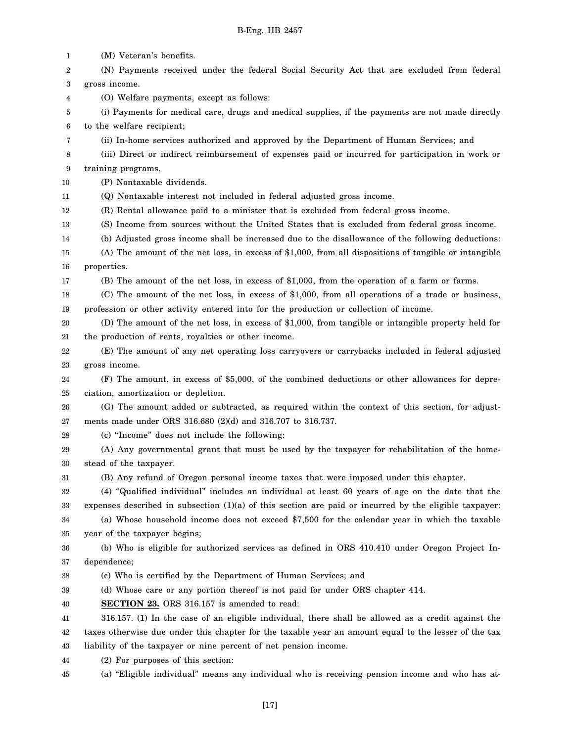(M) Veteran's benefits.

(N) Payments received under the federal Social Security Act that are excluded from federal gross income.

(O) Welfare payments, except as follows:

(i) Payments for medical care, drugs and medical supplies, if the payments are not made directly to the welfare recipient;

(ii) In-home services authorized and approved by the Department of Human Services; and

(iii) Direct or indirect reimbursement of expenses paid or incurred for participation in work or training programs.

(P) Nontaxable dividends.

(Q) Nontaxable interest not included in federal adjusted gross income.

(R) Rental allowance paid to a minister that is excluded from federal gross income.

(S) Income from sources without the United States that is excluded from federal gross income.

(b) Adjusted gross income shall be increased due to the disallowance of the following deductions:

(A) The amount of the net loss, in excess of $1,000, from all dispositions of tangible or intangible properties.

(B) The amount of the net loss, in excess of $1,000, from the operation of a farm or farms.

(C) The amount of the net loss, in excess of $1,000, from all operations of a trade or business, profession or other activity entered into for the production or collection of income.

(D) The amount of the net loss, in excess of $1,000, from tangible or intangible property held for the production of rents, royalties or other income.

(E) The amount of any net operating loss carryovers or carrybacks included in federal adjusted gross income.

(F) The amount, in excess of $5,000, of the combined deductions or other allowances for depreciation, amortization or depletion.

(G) The amount added or subtracted, as required within the context of this section, for adjustments made under ORS 316.680 (2)(d) and 316.707 to 316.737.

(c) "Income" does not include the following:

(A) Any governmental grant that must be used by the taxpayer for rehabilitation of the homestead of the taxpayer.

(B) Any refund of Oregon personal income taxes that were imposed under this chapter.

(4) "Qualified individual" includes an individual at least 60 years of age on the date that the expenses described in subsection (1)(a) of this section are paid or incurred by the eligible taxpayer:

(a) Whose household income does not exceed $7,500 for the calendar year in which the taxable year of the taxpayer begins;

(b) Who is eligible for authorized services as defined in ORS 410.410 under Oregon Project Independence;

(c) Who is certified by the Department of Human Services; and

(d) Whose care or any portion thereof is not paid for under ORS chapter 414.

**SECTION 23.** ORS 316.157 is amended to read:

316.157. (1) In the case of an eligible individual, there shall be allowed as a credit against the taxes otherwise due under this chapter for the taxable year an amount equal to the lesser of the tax liability of the taxpayer or nine percent of net pension income.

(2) For purposes of this section:

(a) "Eligible individual" means any individual who is receiving pension income and who has at-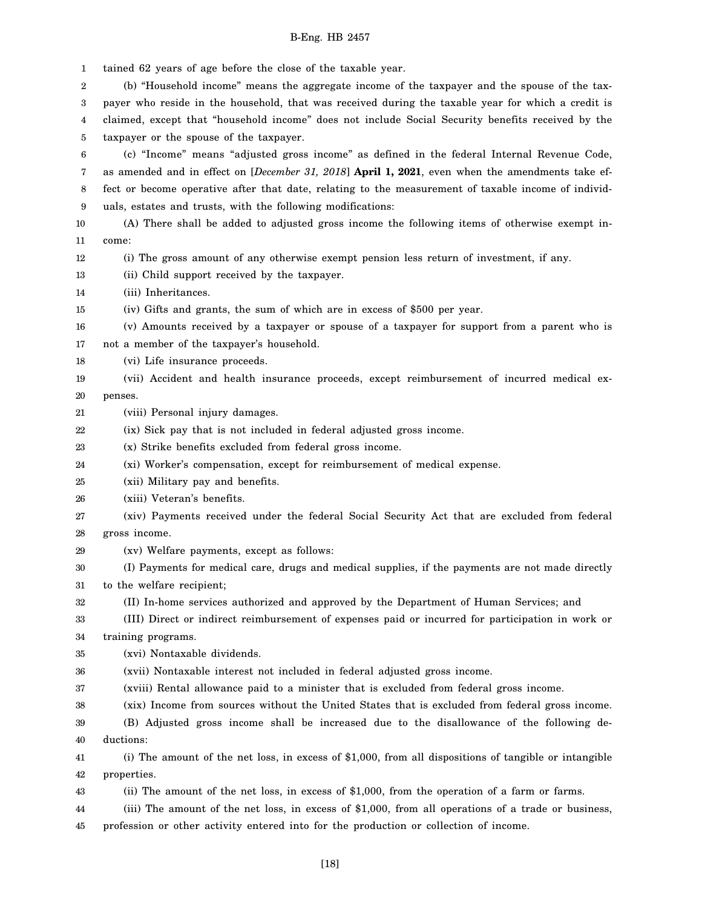tained 62 years of age before the close of the taxable year.

(b) "Household income" means the aggregate income of the taxpayer and the spouse of the taxpayer who reside in the household, that was received during the taxable year for which a credit is claimed, except that "household income" does not include Social Security benefits received by the taxpayer or the spouse of the taxpayer.

(c) "Income" means "adjusted gross income" as defined in the federal Internal Revenue Code, as amended and in effect on [*December 31, 2018*] **April 1, 2021**, even when the amendments take effect or become operative after that date, relating to the measurement of taxable income of individuals, estates and trusts, with the following modifications:

(A) There shall be added to adjusted gross income the following items of otherwise exempt income:

(i) The gross amount of any otherwise exempt pension less return of investment, if any.

(ii) Child support received by the taxpayer.

(iii) Inheritances.

(iv) Gifts and grants, the sum of which are in excess of $500 per year.

(v) Amounts received by a taxpayer or spouse of a taxpayer for support from a parent who is not a member of the taxpayer's household.

(vi) Life insurance proceeds.

(vii) Accident and health insurance proceeds, except reimbursement of incurred medical expenses.

(viii) Personal injury damages.

(ix) Sick pay that is not included in federal adjusted gross income.

(x) Strike benefits excluded from federal gross income.

(xi) Worker's compensation, except for reimbursement of medical expense.

(xii) Military pay and benefits.

(xiii) Veteran's benefits.

(xiv) Payments received under the federal Social Security Act that are excluded from federal gross income.

(xv) Welfare payments, except as follows:

(I) Payments for medical care, drugs and medical supplies, if the payments are not made directly to the welfare recipient;

(II) In-home services authorized and approved by the Department of Human Services; and

(III) Direct or indirect reimbursement of expenses paid or incurred for participation in work or training programs.

(xvi) Nontaxable dividends.

(xvii) Nontaxable interest not included in federal adjusted gross income.

(xviii) Rental allowance paid to a minister that is excluded from federal gross income.

(xix) Income from sources without the United States that is excluded from federal gross income.

(B) Adjusted gross income shall be increased due to the disallowance of the following deductions:

(i) The amount of the net loss, in excess of $1,000, from all dispositions of tangible or intangible properties.

(ii) The amount of the net loss, in excess of $1,000, from the operation of a farm or farms.

(iii) The amount of the net loss, in excess of $1,000, from all operations of a trade or business, profession or other activity entered into for the production or collection of income.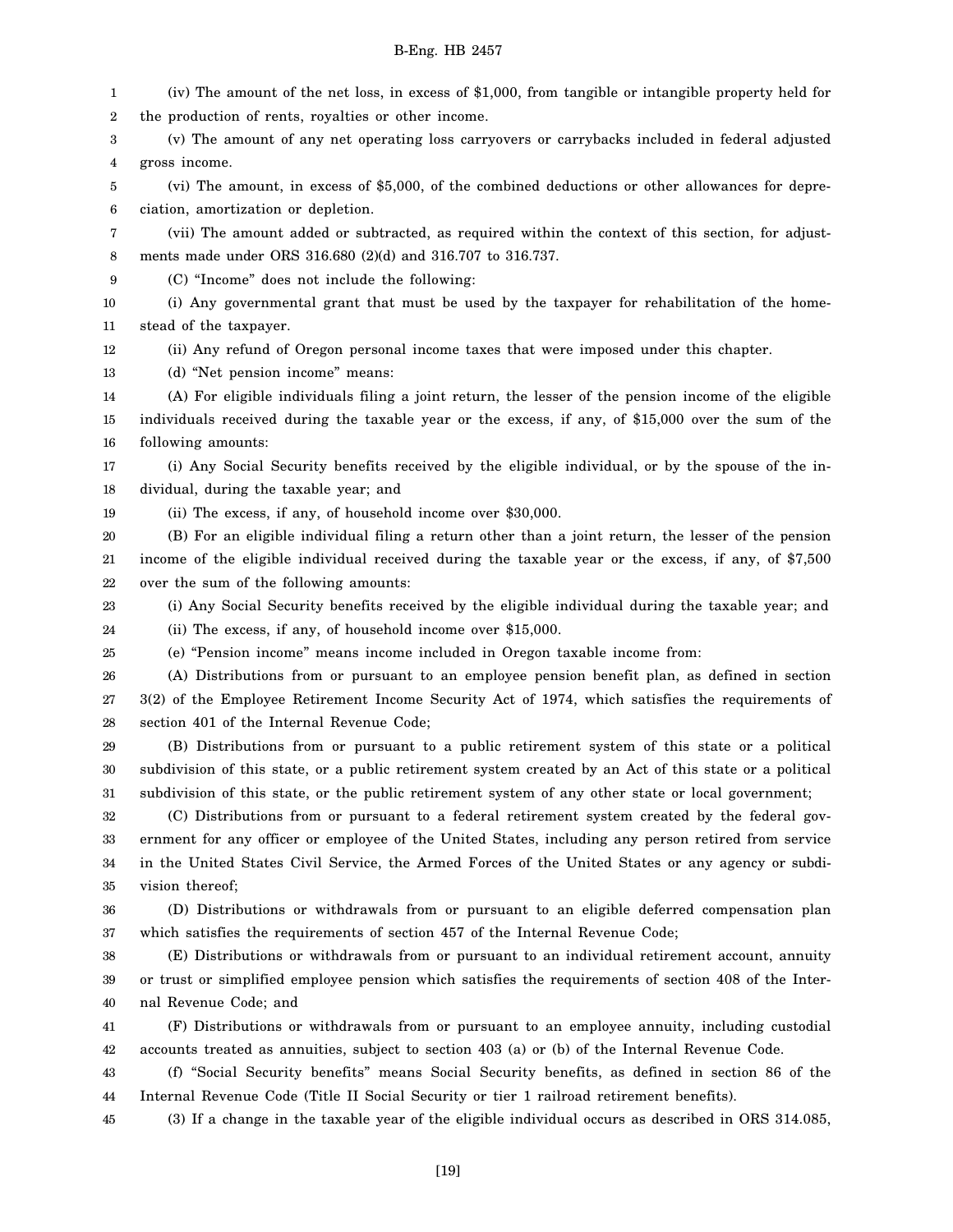(iv) The amount of the net loss, in excess of $1,000, from tangible or intangible property held for the production of rents, royalties or other income.

(v) The amount of any net operating loss carryovers or carrybacks included in federal adjusted gross income.

(vi) The amount, in excess of $5,000, of the combined deductions or other allowances for depreciation, amortization or depletion.

(vii) The amount added or subtracted, as required within the context of this section, for adjustments made under ORS 316.680 (2)(d) and 316.707 to 316.737.

(C) "Income" does not include the following:

(i) Any governmental grant that must be used by the taxpayer for rehabilitation of the homestead of the taxpayer.

(ii) Any refund of Oregon personal income taxes that were imposed under this chapter.

(d) "Net pension income" means:

(A) For eligible individuals filing a joint return, the lesser of the pension income of the eligible individuals received during the taxable year or the excess, if any, of $15,000 over the sum of the following amounts:

(i) Any Social Security benefits received by the eligible individual, or by the spouse of the individual, during the taxable year; and

(ii) The excess, if any, of household income over $30,000.

(B) For an eligible individual filing a return other than a joint return, the lesser of the pension income of the eligible individual received during the taxable year or the excess, if any, of $7,500 over the sum of the following amounts:

(i) Any Social Security benefits received by the eligible individual during the taxable year; and

(ii) The excess, if any, of household income over $15,000.

(e) "Pension income" means income included in Oregon taxable income from:

(A) Distributions from or pursuant to an employee pension benefit plan, as defined in section 3(2) of the Employee Retirement Income Security Act of 1974, which satisfies the requirements of section 401 of the Internal Revenue Code;

(B) Distributions from or pursuant to a public retirement system of this state or a political subdivision of this state, or a public retirement system created by an Act of this state or a political subdivision of this state, or the public retirement system of any other state or local government;

(C) Distributions from or pursuant to a federal retirement system created by the federal government for any officer or employee of the United States, including any person retired from service in the United States Civil Service, the Armed Forces of the United States or any agency or subdivision thereof;

(D) Distributions or withdrawals from or pursuant to an eligible deferred compensation plan which satisfies the requirements of section 457 of the Internal Revenue Code;

(E) Distributions or withdrawals from or pursuant to an individual retirement account, annuity or trust or simplified employee pension which satisfies the requirements of section 408 of the Internal Revenue Code; and

(F) Distributions or withdrawals from or pursuant to an employee annuity, including custodial accounts treated as annuities, subject to section 403 (a) or (b) of the Internal Revenue Code.

(f) "Social Security benefits" means Social Security benefits, as defined in section 86 of the Internal Revenue Code (Title II Social Security or tier 1 railroad retirement benefits).

(3) If a change in the taxable year of the eligible individual occurs as described in ORS 314.085,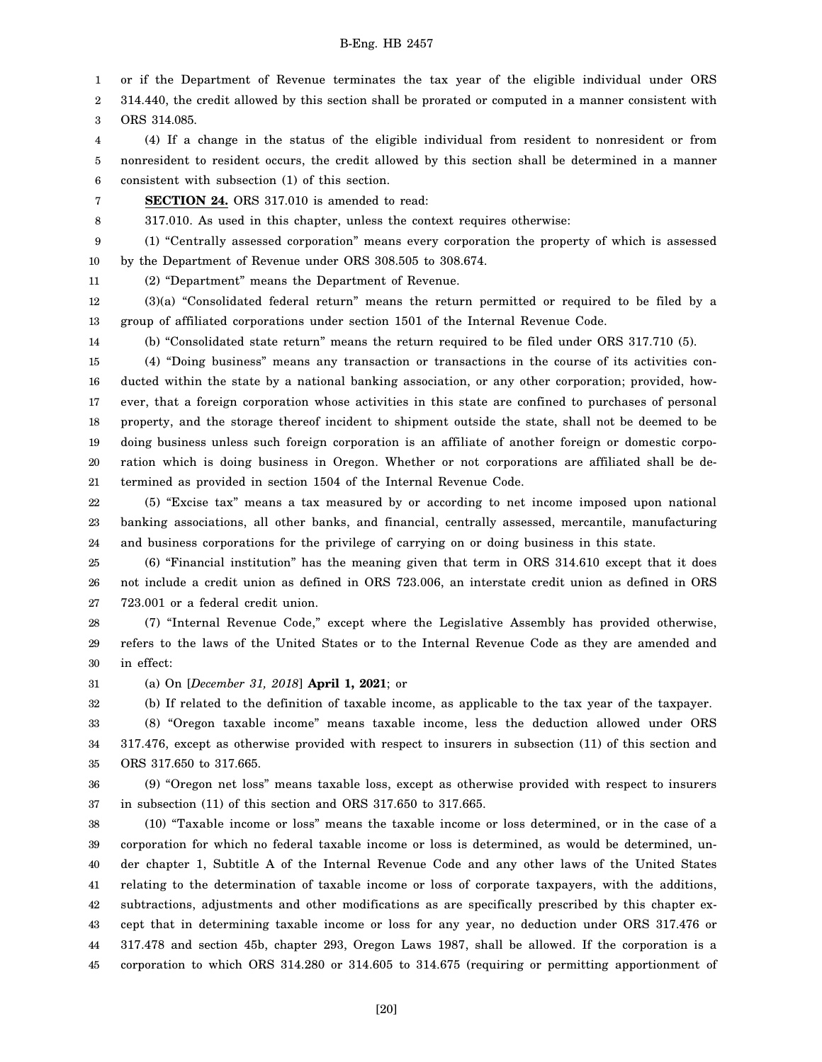or if the Department of Revenue terminates the tax year of the eligible individual under ORS 314.440, the credit allowed by this section shall be prorated or computed in a manner consistent with ORS 314.085.

(4) If a change in the status of the eligible individual from resident to nonresident or from nonresident to resident occurs, the credit allowed by this section shall be determined in a manner consistent with subsection (1) of this section.

**SECTION 24.** ORS 317.010 is amended to read:

317.010. As used in this chapter, unless the context requires otherwise:

(1) "Centrally assessed corporation" means every corporation the property of which is assessed by the Department of Revenue under ORS 308.505 to 308.674.

(2) "Department" means the Department of Revenue.

(3)(a) "Consolidated federal return" means the return permitted or required to be filed by a group of affiliated corporations under section 1501 of the Internal Revenue Code.

(b) "Consolidated state return" means the return required to be filed under ORS 317.710 (5).

(4) "Doing business" means any transaction or transactions in the course of its activities conducted within the state by a national banking association, or any other corporation; provided, however, that a foreign corporation whose activities in this state are confined to purchases of personal property, and the storage thereof incident to shipment outside the state, shall not be deemed to be doing business unless such foreign corporation is an affiliate of another foreign or domestic corporation which is doing business in Oregon. Whether or not corporations are affiliated shall be determined as provided in section 1504 of the Internal Revenue Code.

(5) "Excise tax" means a tax measured by or according to net income imposed upon national banking associations, all other banks, and financial, centrally assessed, mercantile, manufacturing and business corporations for the privilege of carrying on or doing business in this state.

(6) "Financial institution" has the meaning given that term in ORS 314.610 except that it does not include a credit union as defined in ORS 723.006, an interstate credit union as defined in ORS 723.001 or a federal credit union.

(7) "Internal Revenue Code," except where the Legislative Assembly has provided otherwise, refers to the laws of the United States or to the Internal Revenue Code as they are amended and in effect:

(a) On [*December 31, 2018*] **April 1, 2021**; or

(b) If related to the definition of taxable income, as applicable to the tax year of the taxpayer.

(8) "Oregon taxable income" means taxable income, less the deduction allowed under ORS 317.476, except as otherwise provided with respect to insurers in subsection (11) of this section and ORS 317.650 to 317.665.

(9) "Oregon net loss" means taxable loss, except as otherwise provided with respect to insurers in subsection (11) of this section and ORS 317.650 to 317.665.

(10) "Taxable income or loss" means the taxable income or loss determined, or in the case of a corporation for which no federal taxable income or loss is determined, as would be determined, under chapter 1, Subtitle A of the Internal Revenue Code and any other laws of the United States relating to the determination of taxable income or loss of corporate taxpayers, with the additions, subtractions, adjustments and other modifications as are specifically prescribed by this chapter except that in determining taxable income or loss for any year, no deduction under ORS 317.476 or 317.478 and section 45b, chapter 293, Oregon Laws 1987, shall be allowed. If the corporation is a corporation to which ORS 314.280 or 314.605 to 314.675 (requiring or permitting apportionment of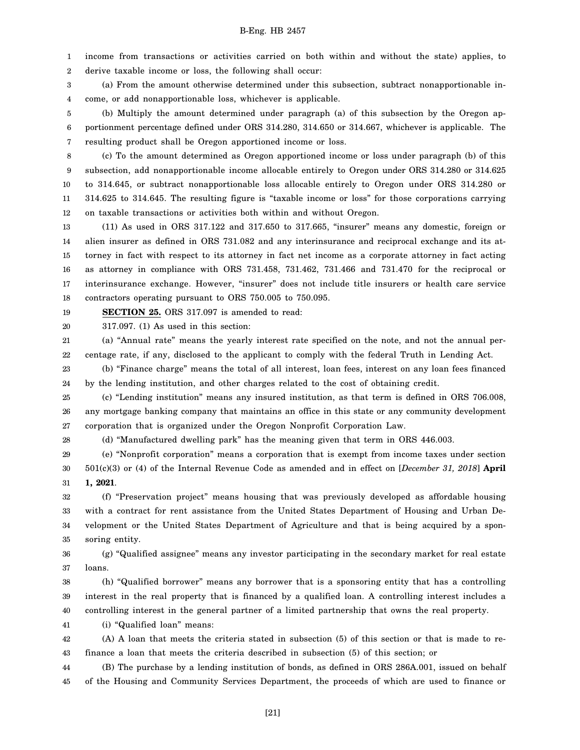income from transactions or activities carried on both within and without the state) applies, to derive taxable income or loss, the following shall occur:

(a) From the amount otherwise determined under this subsection, subtract nonapportionable income, or add nonapportionable loss, whichever is applicable.

(b) Multiply the amount determined under paragraph (a) of this subsection by the Oregon apportionment percentage defined under ORS 314.280, 314.650 or 314.667, whichever is applicable. The resulting product shall be Oregon apportioned income or loss.

(c) To the amount determined as Oregon apportioned income or loss under paragraph (b) of this subsection, add nonapportionable income allocable entirely to Oregon under ORS 314.280 or 314.625 to 314.645, or subtract nonapportionable loss allocable entirely to Oregon under ORS 314.280 or 314.625 to 314.645. The resulting figure is "taxable income or loss" for those corporations carrying on taxable transactions or activities both within and without Oregon.

(11) As used in ORS 317.122 and 317.650 to 317.665, "insurer" means any domestic, foreign or alien insurer as defined in ORS 731.082 and any interinsurance and reciprocal exchange and its attorney in fact with respect to its attorney in fact net income as a corporate attorney in fact acting as attorney in compliance with ORS 731.458, 731.462, 731.466 and 731.470 for the reciprocal or interinsurance exchange. However, "insurer" does not include title insurers or health care service contractors operating pursuant to ORS 750.005 to 750.095.

**SECTION 25.** ORS 317.097 is amended to read:

317.097. (1) As used in this section:

(a) "Annual rate" means the yearly interest rate specified on the note, and not the annual percentage rate, if any, disclosed to the applicant to comply with the federal Truth in Lending Act.

(b) "Finance charge" means the total of all interest, loan fees, interest on any loan fees financed by the lending institution, and other charges related to the cost of obtaining credit.

(c) "Lending institution" means any insured institution, as that term is defined in ORS 706.008, any mortgage banking company that maintains an office in this state or any community development corporation that is organized under the Oregon Nonprofit Corporation Law.

(d) "Manufactured dwelling park" has the meaning given that term in ORS 446.003.

(e) "Nonprofit corporation" means a corporation that is exempt from income taxes under section 501(c)(3) or (4) of the Internal Revenue Code as amended and in effect on [*December 31, 2018*] **April 1, 2021**.

(f) "Preservation project" means housing that was previously developed as affordable housing with a contract for rent assistance from the United States Department of Housing and Urban Development or the United States Department of Agriculture and that is being acquired by a sponsoring entity.

(g) "Qualified assignee" means any investor participating in the secondary market for real estate loans.

(h) "Qualified borrower" means any borrower that is a sponsoring entity that has a controlling interest in the real property that is financed by a qualified loan. A controlling interest includes a controlling interest in the general partner of a limited partnership that owns the real property.

(i) "Qualified loan" means:

(A) A loan that meets the criteria stated in subsection (5) of this section or that is made to refinance a loan that meets the criteria described in subsection (5) of this section; or

(B) The purchase by a lending institution of bonds, as defined in ORS 286A.001, issued on behalf of the Housing and Community Services Department, the proceeds of which are used to finance or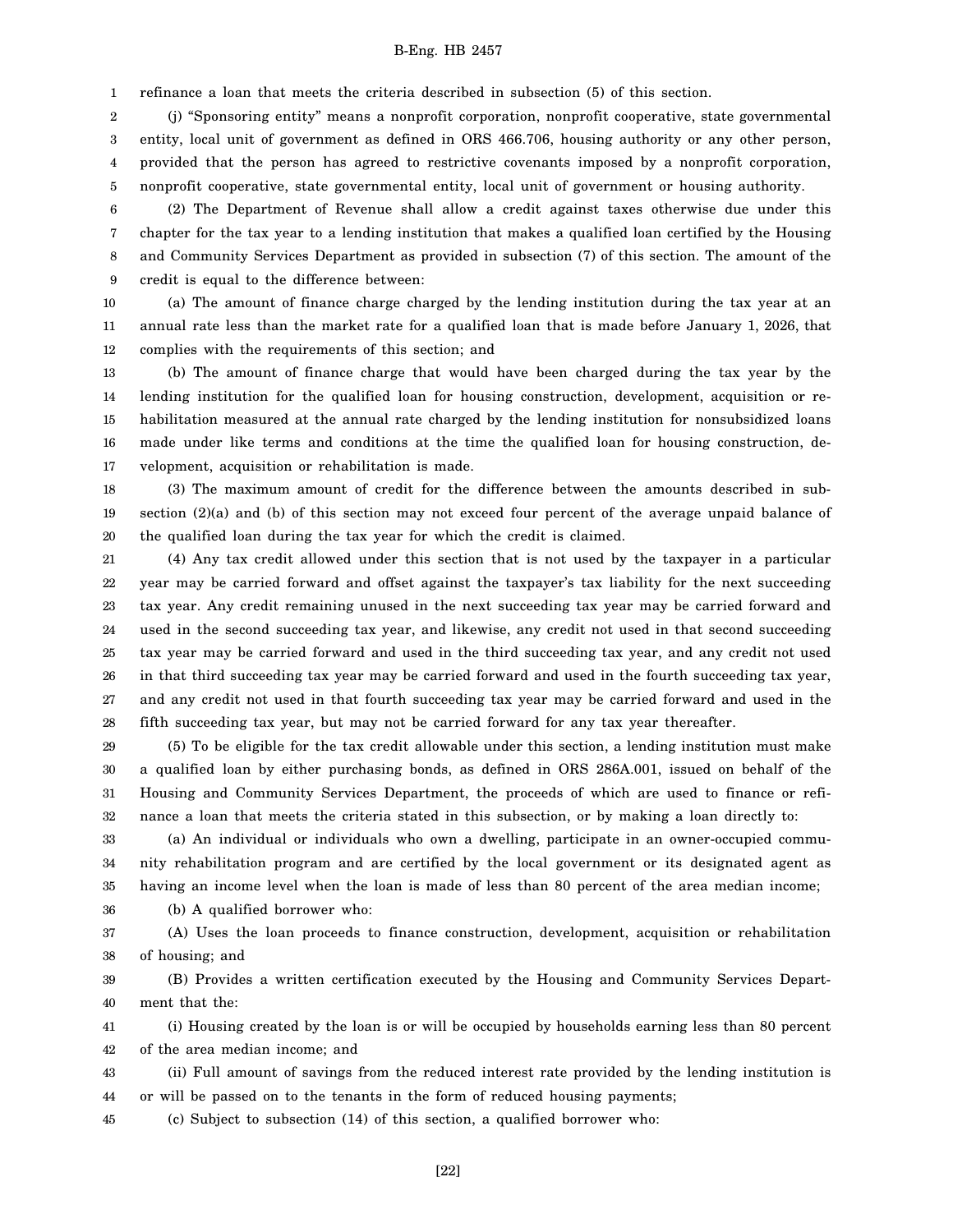refinance a loan that meets the criteria described in subsection (5) of this section.

(j) "Sponsoring entity" means a nonprofit corporation, nonprofit cooperative, state governmental entity, local unit of government as defined in ORS 466.706, housing authority or any other person, provided that the person has agreed to restrictive covenants imposed by a nonprofit corporation, nonprofit cooperative, state governmental entity, local unit of government or housing authority.

(2) The Department of Revenue shall allow a credit against taxes otherwise due under this chapter for the tax year to a lending institution that makes a qualified loan certified by the Housing and Community Services Department as provided in subsection (7) of this section. The amount of the credit is equal to the difference between:

(a) The amount of finance charge charged by the lending institution during the tax year at an annual rate less than the market rate for a qualified loan that is made before January 1, 2026, that complies with the requirements of this section; and

(b) The amount of finance charge that would have been charged during the tax year by the lending institution for the qualified loan for housing construction, development, acquisition or rehabilitation measured at the annual rate charged by the lending institution for nonsubsidized loans made under like terms and conditions at the time the qualified loan for housing construction, development, acquisition or rehabilitation is made.

(3) The maximum amount of credit for the difference between the amounts described in subsection (2)(a) and (b) of this section may not exceed four percent of the average unpaid balance of the qualified loan during the tax year for which the credit is claimed.

(4) Any tax credit allowed under this section that is not used by the taxpayer in a particular year may be carried forward and offset against the taxpayer's tax liability for the next succeeding tax year. Any credit remaining unused in the next succeeding tax year may be carried forward and used in the second succeeding tax year, and likewise, any credit not used in that second succeeding tax year may be carried forward and used in the third succeeding tax year, and any credit not used in that third succeeding tax year may be carried forward and used in the fourth succeeding tax year, and any credit not used in that fourth succeeding tax year may be carried forward and used in the fifth succeeding tax year, but may not be carried forward for any tax year thereafter.

(5) To be eligible for the tax credit allowable under this section, a lending institution must make a qualified loan by either purchasing bonds, as defined in ORS 286A.001, issued on behalf of the Housing and Community Services Department, the proceeds of which are used to finance or refinance a loan that meets the criteria stated in this subsection, or by making a loan directly to:

(a) An individual or individuals who own a dwelling, participate in an owner-occupied community rehabilitation program and are certified by the local government or its designated agent as having an income level when the loan is made of less than 80 percent of the area median income;

(b) A qualified borrower who:

(A) Uses the loan proceeds to finance construction, development, acquisition or rehabilitation of housing; and

(B) Provides a written certification executed by the Housing and Community Services Department that the:

(i) Housing created by the loan is or will be occupied by households earning less than 80 percent of the area median income; and

(ii) Full amount of savings from the reduced interest rate provided by the lending institution is or will be passed on to the tenants in the form of reduced housing payments;

(c) Subject to subsection (14) of this section, a qualified borrower who: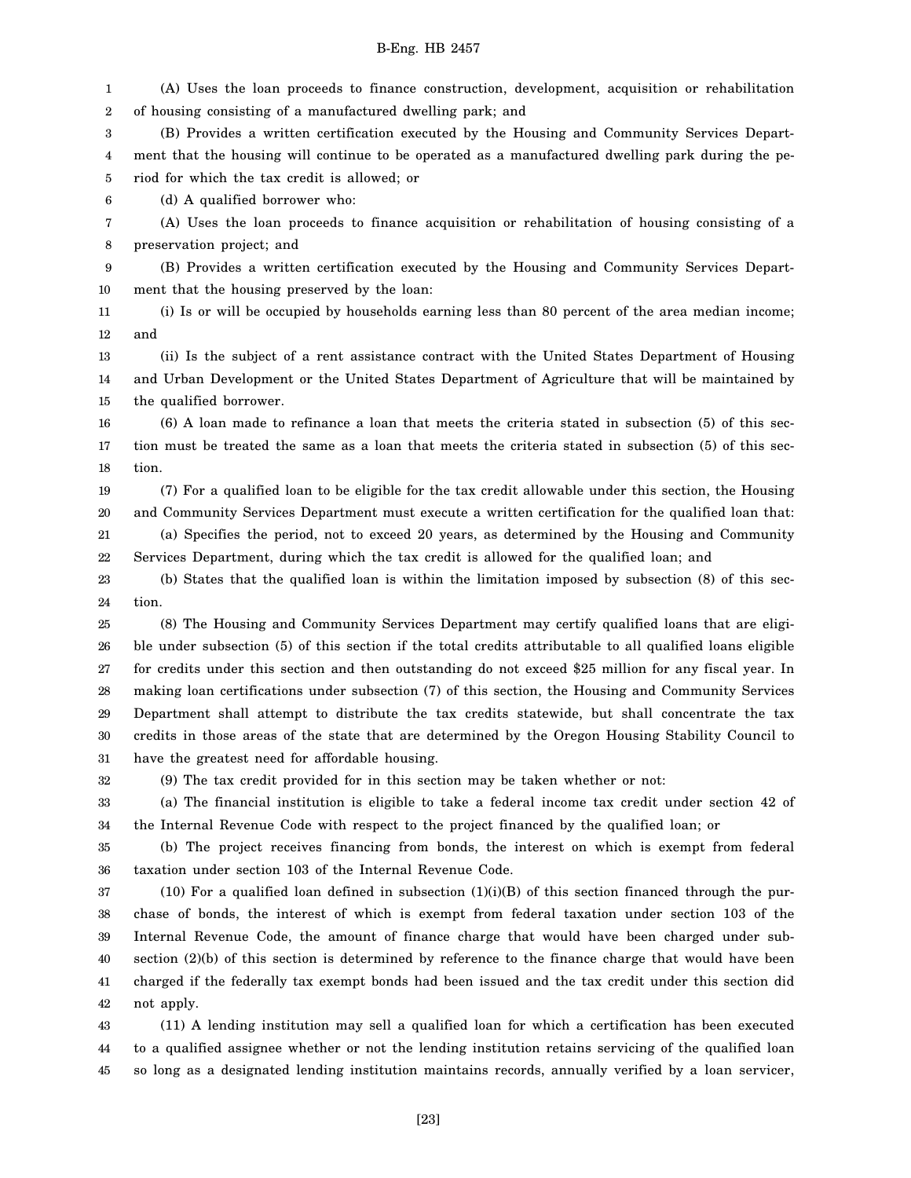(A) Uses the loan proceeds to finance construction, development, acquisition or rehabilitation of housing consisting of a manufactured dwelling park; and

(B) Provides a written certification executed by the Housing and Community Services Department that the housing will continue to be operated as a manufactured dwelling park during the period for which the tax credit is allowed; or

(d) A qualified borrower who:

(A) Uses the loan proceeds to finance acquisition or rehabilitation of housing consisting of a preservation project; and

(B) Provides a written certification executed by the Housing and Community Services Department that the housing preserved by the loan:

(i) Is or will be occupied by households earning less than 80 percent of the area median income; and

(ii) Is the subject of a rent assistance contract with the United States Department of Housing and Urban Development or the United States Department of Agriculture that will be maintained by the qualified borrower.

(6) A loan made to refinance a loan that meets the criteria stated in subsection (5) of this section must be treated the same as a loan that meets the criteria stated in subsection (5) of this section.

(7) For a qualified loan to be eligible for the tax credit allowable under this section, the Housing and Community Services Department must execute a written certification for the qualified loan that:

(a) Specifies the period, not to exceed 20 years, as determined by the Housing and Community Services Department, during which the tax credit is allowed for the qualified loan; and

(b) States that the qualified loan is within the limitation imposed by subsection (8) of this section.

(8) The Housing and Community Services Department may certify qualified loans that are eligible under subsection (5) of this section if the total credits attributable to all qualified loans eligible for credits under this section and then outstanding do not exceed $25 million for any fiscal year. In making loan certifications under subsection (7) of this section, the Housing and Community Services Department shall attempt to distribute the tax credits statewide, but shall concentrate the tax credits in those areas of the state that are determined by the Oregon Housing Stability Council to have the greatest need for affordable housing.

(9) The tax credit provided for in this section may be taken whether or not:

(a) The financial institution is eligible to take a federal income tax credit under section 42 of the Internal Revenue Code with respect to the project financed by the qualified loan; or

(b) The project receives financing from bonds, the interest on which is exempt from federal taxation under section 103 of the Internal Revenue Code.

(10) For a qualified loan defined in subsection (1)(i)(B) of this section financed through the purchase of bonds, the interest of which is exempt from federal taxation under section 103 of the Internal Revenue Code, the amount of finance charge that would have been charged under subsection (2)(b) of this section is determined by reference to the finance charge that would have been charged if the federally tax exempt bonds had been issued and the tax credit under this section did not apply.

(11) A lending institution may sell a qualified loan for which a certification has been executed to a qualified assignee whether or not the lending institution retains servicing of the qualified loan so long as a designated lending institution maintains records, annually verified by a loan servicer,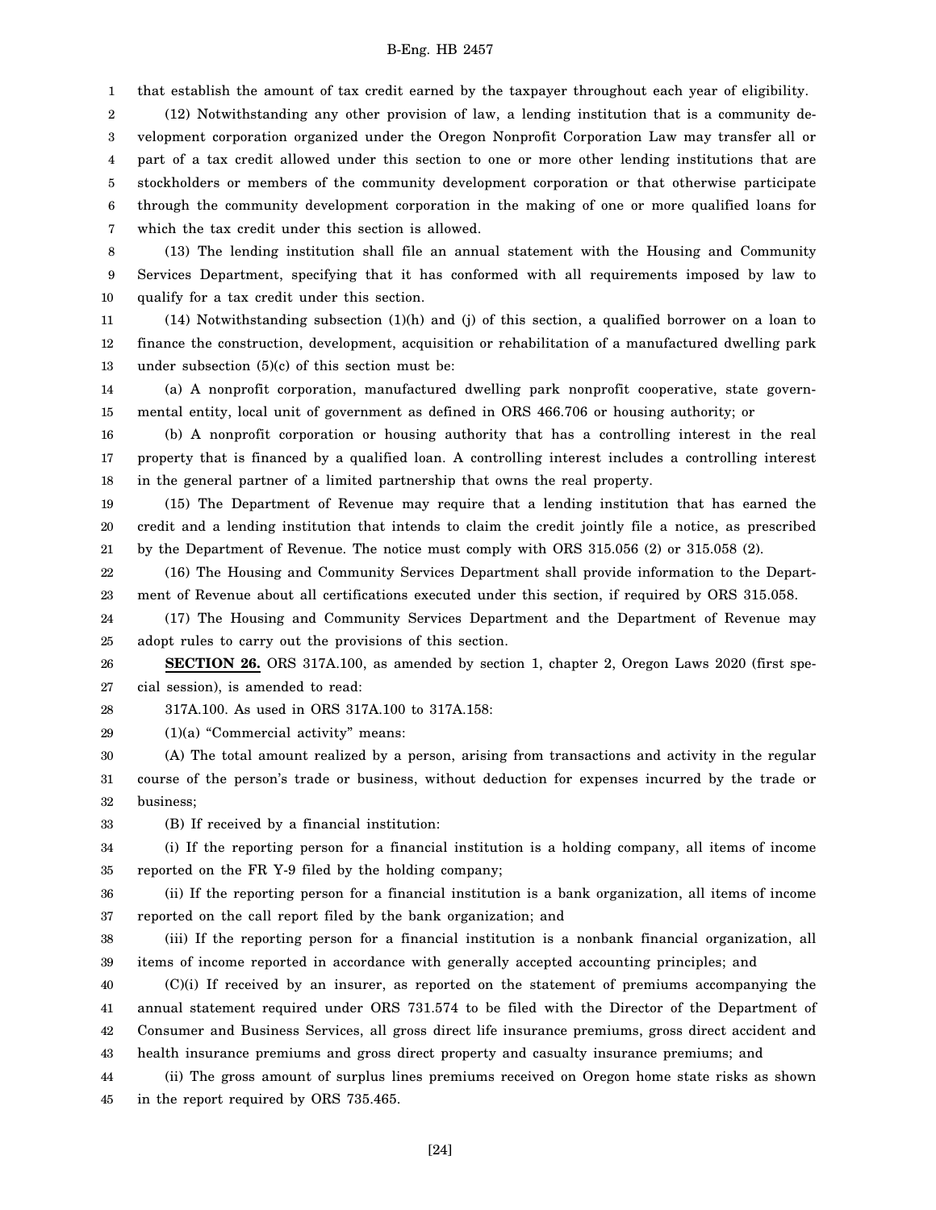that establish the amount of tax credit earned by the taxpayer throughout each year of eligibility.

(12) Notwithstanding any other provision of law, a lending institution that is a community development corporation organized under the Oregon Nonprofit Corporation Law may transfer all or part of a tax credit allowed under this section to one or more other lending institutions that are stockholders or members of the community development corporation or that otherwise participate through the community development corporation in the making of one or more qualified loans for which the tax credit under this section is allowed.

(13) The lending institution shall file an annual statement with the Housing and Community Services Department, specifying that it has conformed with all requirements imposed by law to qualify for a tax credit under this section.

(14) Notwithstanding subsection (1)(h) and (j) of this section, a qualified borrower on a loan to finance the construction, development, acquisition or rehabilitation of a manufactured dwelling park under subsection (5)(c) of this section must be:

(a) A nonprofit corporation, manufactured dwelling park nonprofit cooperative, state governmental entity, local unit of government as defined in ORS 466.706 or housing authority; or

(b) A nonprofit corporation or housing authority that has a controlling interest in the real property that is financed by a qualified loan. A controlling interest includes a controlling interest in the general partner of a limited partnership that owns the real property.

(15) The Department of Revenue may require that a lending institution that has earned the credit and a lending institution that intends to claim the credit jointly file a notice, as prescribed by the Department of Revenue. The notice must comply with ORS 315.056 (2) or 315.058 (2).

(16) The Housing and Community Services Department shall provide information to the Department of Revenue about all certifications executed under this section, if required by ORS 315.058.

(17) The Housing and Community Services Department and the Department of Revenue may adopt rules to carry out the provisions of this section.

**SECTION 26.** ORS 317A.100, as amended by section 1, chapter 2, Oregon Laws 2020 (first special session), is amended to read:

317A.100. As used in ORS 317A.100 to 317A.158:

(1)(a) "Commercial activity" means:

(A) The total amount realized by a person, arising from transactions and activity in the regular course of the person's trade or business, without deduction for expenses incurred by the trade or business;

(B) If received by a financial institution:

(i) If the reporting person for a financial institution is a holding company, all items of income reported on the FR Y-9 filed by the holding company;

(ii) If the reporting person for a financial institution is a bank organization, all items of income reported on the call report filed by the bank organization; and

(iii) If the reporting person for a financial institution is a nonbank financial organization, all items of income reported in accordance with generally accepted accounting principles; and

(C)(i) If received by an insurer, as reported on the statement of premiums accompanying the annual statement required under ORS 731.574 to be filed with the Director of the Department of Consumer and Business Services, all gross direct life insurance premiums, gross direct accident and health insurance premiums and gross direct property and casualty insurance premiums; and

(ii) The gross amount of surplus lines premiums received on Oregon home state risks as shown in the report required by ORS 735.465.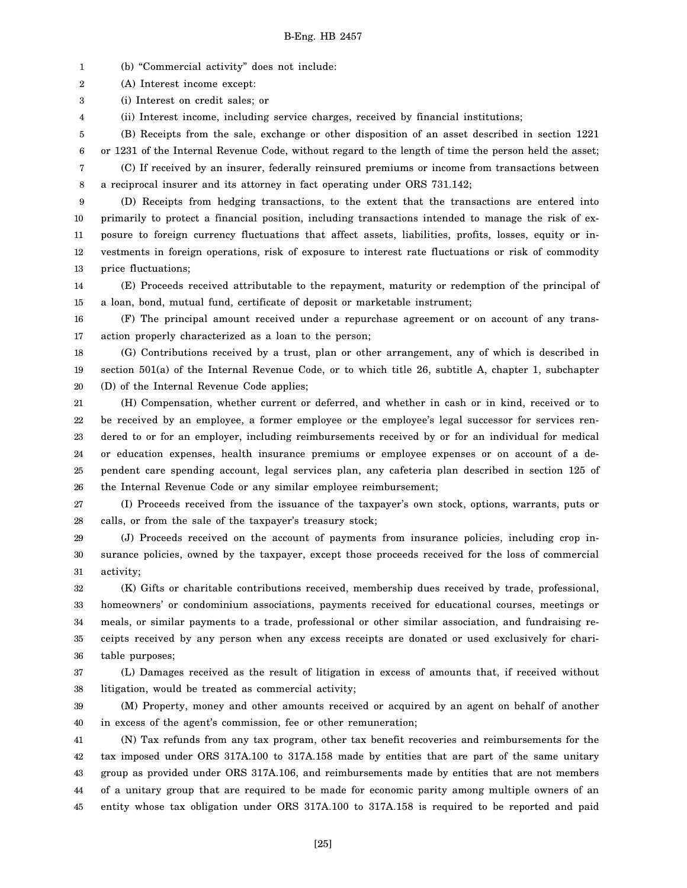(b) "Commercial activity" does not include:

(A) Interest income except:

(i) Interest on credit sales; or

(ii) Interest income, including service charges, received by financial institutions;

(B) Receipts from the sale, exchange or other disposition of an asset described in section 1221 or 1231 of the Internal Revenue Code, without regard to the length of time the person held the asset;

(C) If received by an insurer, federally reinsured premiums or income from transactions between a reciprocal insurer and its attorney in fact operating under ORS 731.142;

(D) Receipts from hedging transactions, to the extent that the transactions are entered into primarily to protect a financial position, including transactions intended to manage the risk of exposure to foreign currency fluctuations that affect assets, liabilities, profits, losses, equity or investments in foreign operations, risk of exposure to interest rate fluctuations or risk of commodity price fluctuations;

(E) Proceeds received attributable to the repayment, maturity or redemption of the principal of a loan, bond, mutual fund, certificate of deposit or marketable instrument;

(F) The principal amount received under a repurchase agreement or on account of any transaction properly characterized as a loan to the person;

(G) Contributions received by a trust, plan or other arrangement, any of which is described in section 501(a) of the Internal Revenue Code, or to which title 26, subtitle A, chapter 1, subchapter (D) of the Internal Revenue Code applies;

(H) Compensation, whether current or deferred, and whether in cash or in kind, received or to be received by an employee, a former employee or the employee's legal successor for services rendered to or for an employer, including reimbursements received by or for an individual for medical or education expenses, health insurance premiums or employee expenses or on account of a dependent care spending account, legal services plan, any cafeteria plan described in section 125 of the Internal Revenue Code or any similar employee reimbursement;

(I) Proceeds received from the issuance of the taxpayer's own stock, options, warrants, puts or calls, or from the sale of the taxpayer's treasury stock;

(J) Proceeds received on the account of payments from insurance policies, including crop insurance policies, owned by the taxpayer, except those proceeds received for the loss of commercial activity;

(K) Gifts or charitable contributions received, membership dues received by trade, professional, homeowners' or condominium associations, payments received for educational courses, meetings or meals, or similar payments to a trade, professional or other similar association, and fundraising receipts received by any person when any excess receipts are donated or used exclusively for charitable purposes;

(L) Damages received as the result of litigation in excess of amounts that, if received without litigation, would be treated as commercial activity;

(M) Property, money and other amounts received or acquired by an agent on behalf of another in excess of the agent's commission, fee or other remuneration;

(N) Tax refunds from any tax program, other tax benefit recoveries and reimbursements for the tax imposed under ORS 317A.100 to 317A.158 made by entities that are part of the same unitary group as provided under ORS 317A.106, and reimbursements made by entities that are not members of a unitary group that are required to be made for economic parity among multiple owners of an entity whose tax obligation under ORS 317A.100 to 317A.158 is required to be reported and paid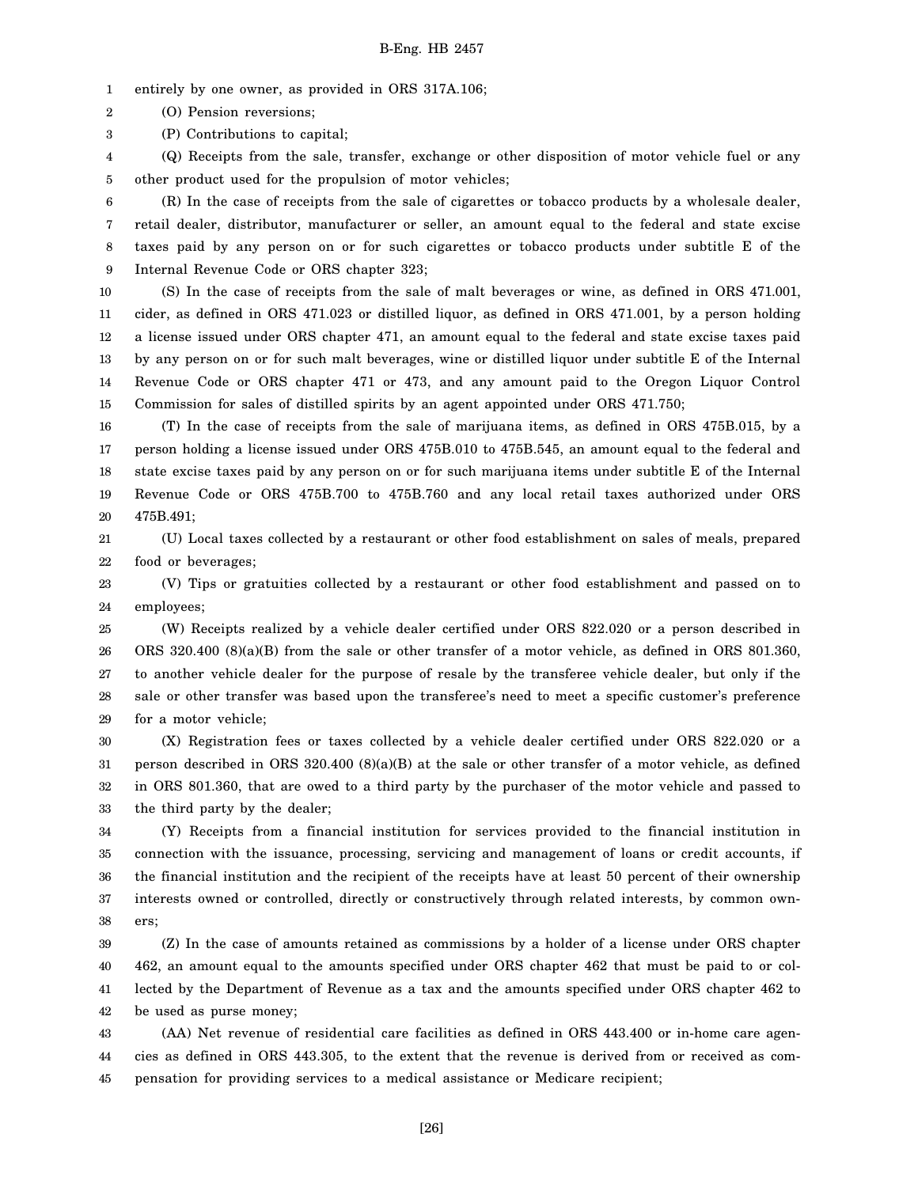entirely by one owner, as provided in ORS 317A.106;

(O) Pension reversions;

(P) Contributions to capital;

(Q) Receipts from the sale, transfer, exchange or other disposition of motor vehicle fuel or any other product used for the propulsion of motor vehicles;

(R) In the case of receipts from the sale of cigarettes or tobacco products by a wholesale dealer, retail dealer, distributor, manufacturer or seller, an amount equal to the federal and state excise taxes paid by any person on or for such cigarettes or tobacco products under subtitle E of the Internal Revenue Code or ORS chapter 323;

(S) In the case of receipts from the sale of malt beverages or wine, as defined in ORS 471.001, cider, as defined in ORS 471.023 or distilled liquor, as defined in ORS 471.001, by a person holding a license issued under ORS chapter 471, an amount equal to the federal and state excise taxes paid by any person on or for such malt beverages, wine or distilled liquor under subtitle E of the Internal Revenue Code or ORS chapter 471 or 473, and any amount paid to the Oregon Liquor Control Commission for sales of distilled spirits by an agent appointed under ORS 471.750;

(T) In the case of receipts from the sale of marijuana items, as defined in ORS 475B.015, by a person holding a license issued under ORS 475B.010 to 475B.545, an amount equal to the federal and state excise taxes paid by any person on or for such marijuana items under subtitle E of the Internal Revenue Code or ORS 475B.700 to 475B.760 and any local retail taxes authorized under ORS 475B.491;

(U) Local taxes collected by a restaurant or other food establishment on sales of meals, prepared food or beverages;

(V) Tips or gratuities collected by a restaurant or other food establishment and passed on to employees;

(W) Receipts realized by a vehicle dealer certified under ORS 822.020 or a person described in ORS 320.400 (8)(a)(B) from the sale or other transfer of a motor vehicle, as defined in ORS 801.360, to another vehicle dealer for the purpose of resale by the transferee vehicle dealer, but only if the sale or other transfer was based upon the transferee's need to meet a specific customer's preference for a motor vehicle;

(X) Registration fees or taxes collected by a vehicle dealer certified under ORS 822.020 or a person described in ORS 320.400 (8)(a)(B) at the sale or other transfer of a motor vehicle, as defined in ORS 801.360, that are owed to a third party by the purchaser of the motor vehicle and passed to the third party by the dealer;

(Y) Receipts from a financial institution for services provided to the financial institution in connection with the issuance, processing, servicing and management of loans or credit accounts, if the financial institution and the recipient of the receipts have at least 50 percent of their ownership interests owned or controlled, directly or constructively through related interests, by common owners;

(Z) In the case of amounts retained as commissions by a holder of a license under ORS chapter 462, an amount equal to the amounts specified under ORS chapter 462 that must be paid to or collected by the Department of Revenue as a tax and the amounts specified under ORS chapter 462 to be used as purse money;

(AA) Net revenue of residential care facilities as defined in ORS 443.400 or in-home care agencies as defined in ORS 443.305, to the extent that the revenue is derived from or received as compensation for providing services to a medical assistance or Medicare recipient;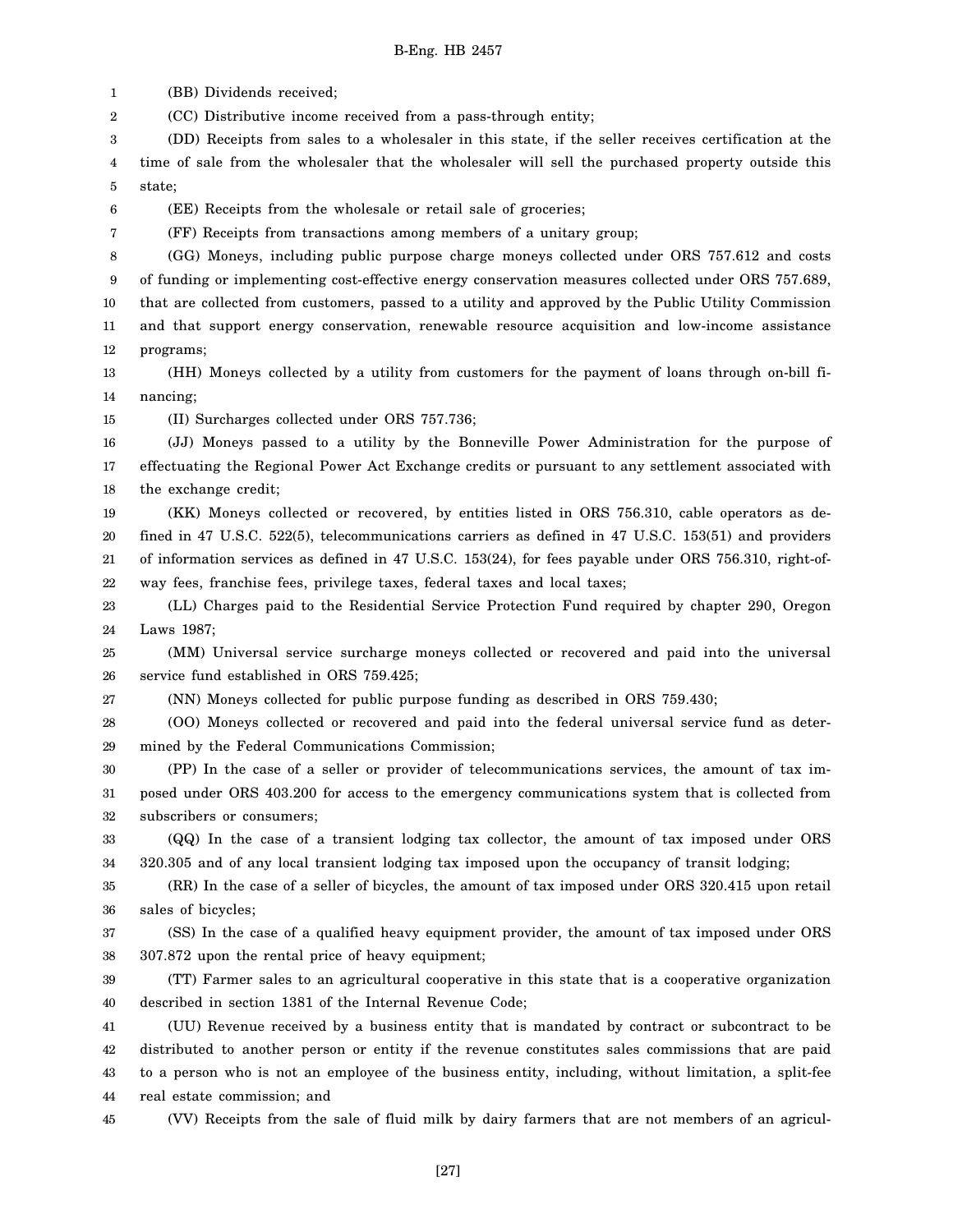(BB) Dividends received;

(CC) Distributive income received from a pass-through entity;

(DD) Receipts from sales to a wholesaler in this state, if the seller receives certification at the time of sale from the wholesaler that the wholesaler will sell the purchased property outside this state;

(EE) Receipts from the wholesale or retail sale of groceries;

(FF) Receipts from transactions among members of a unitary group;

(GG) Moneys, including public purpose charge moneys collected under ORS 757.612 and costs of funding or implementing cost-effective energy conservation measures collected under ORS 757.689, that are collected from customers, passed to a utility and approved by the Public Utility Commission and that support energy conservation, renewable resource acquisition and low-income assistance programs;

(HH) Moneys collected by a utility from customers for the payment of loans through on-bill financing;

(II) Surcharges collected under ORS 757.736;

(JJ) Moneys passed to a utility by the Bonneville Power Administration for the purpose of effectuating the Regional Power Act Exchange credits or pursuant to any settlement associated with the exchange credit;

(KK) Moneys collected or recovered, by entities listed in ORS 756.310, cable operators as defined in 47 U.S.C. 522(5), telecommunications carriers as defined in 47 U.S.C. 153(51) and providers of information services as defined in 47 U.S.C. 153(24), for fees payable under ORS 756.310, right-of-way fees, franchise fees, privilege taxes, federal taxes and local taxes;

(LL) Charges paid to the Residential Service Protection Fund required by chapter 290, Oregon Laws 1987;

(MM) Universal service surcharge moneys collected or recovered and paid into the universal service fund established in ORS 759.425;

(NN) Moneys collected for public purpose funding as described in ORS 759.430;

(OO) Moneys collected or recovered and paid into the federal universal service fund as determined by the Federal Communications Commission;

(PP) In the case of a seller or provider of telecommunications services, the amount of tax imposed under ORS 403.200 for access to the emergency communications system that is collected from subscribers or consumers;

(QQ) In the case of a transient lodging tax collector, the amount of tax imposed under ORS 320.305 and of any local transient lodging tax imposed upon the occupancy of transit lodging;

(RR) In the case of a seller of bicycles, the amount of tax imposed under ORS 320.415 upon retail sales of bicycles;

(SS) In the case of a qualified heavy equipment provider, the amount of tax imposed under ORS 307.872 upon the rental price of heavy equipment;

(TT) Farmer sales to an agricultural cooperative in this state that is a cooperative organization described in section 1381 of the Internal Revenue Code;

(UU) Revenue received by a business entity that is mandated by contract or subcontract to be distributed to another person or entity if the revenue constitutes sales commissions that are paid to a person who is not an employee of the business entity, including, without limitation, a split-fee real estate commission; and

(VV) Receipts from the sale of fluid milk by dairy farmers that are not members of an agricul-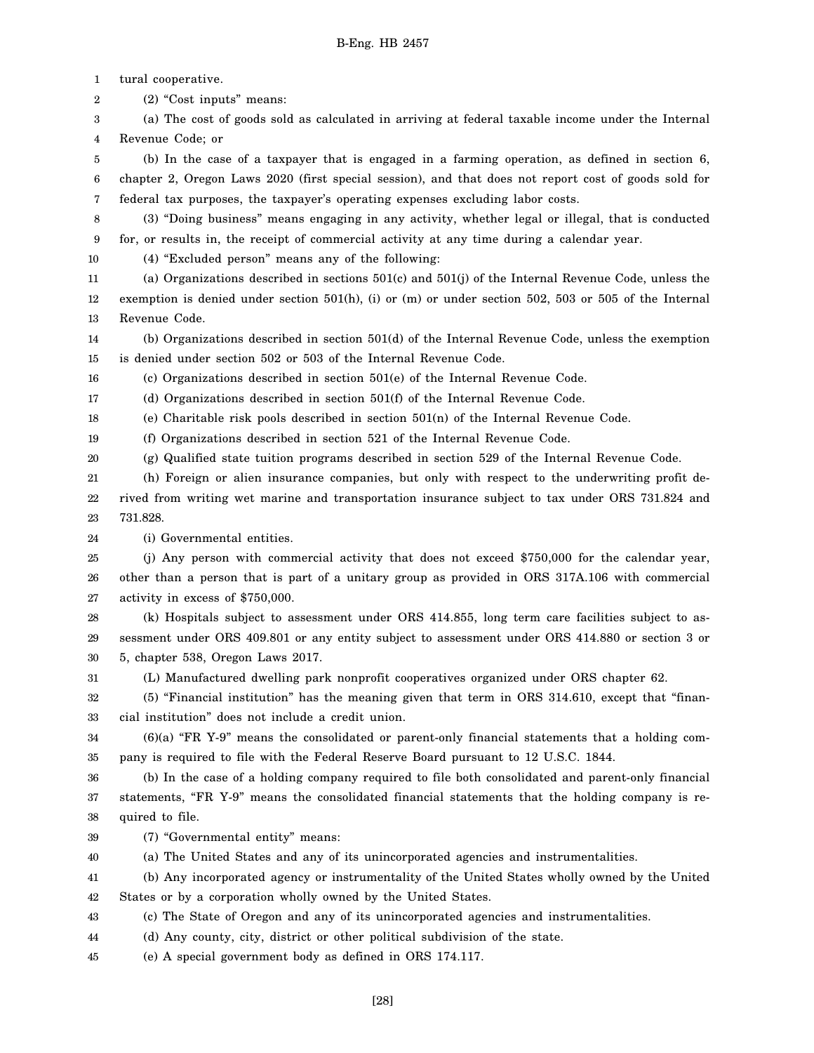tural cooperative.

(2) "Cost inputs" means:

(a) The cost of goods sold as calculated in arriving at federal taxable income under the Internal Revenue Code; or

(b) In the case of a taxpayer that is engaged in a farming operation, as defined in section 6, chapter 2, Oregon Laws 2020 (first special session), and that does not report cost of goods sold for federal tax purposes, the taxpayer's operating expenses excluding labor costs.

(3) "Doing business" means engaging in any activity, whether legal or illegal, that is conducted for, or results in, the receipt of commercial activity at any time during a calendar year.

(4) "Excluded person" means any of the following:

(a) Organizations described in sections 501(c) and 501(j) of the Internal Revenue Code, unless the exemption is denied under section 501(h), (i) or (m) or under section 502, 503 or 505 of the Internal Revenue Code.

(b) Organizations described in section 501(d) of the Internal Revenue Code, unless the exemption is denied under section 502 or 503 of the Internal Revenue Code.

(c) Organizations described in section 501(e) of the Internal Revenue Code.

(d) Organizations described in section 501(f) of the Internal Revenue Code.

(e) Charitable risk pools described in section 501(n) of the Internal Revenue Code.

(f) Organizations described in section 521 of the Internal Revenue Code.

(g) Qualified state tuition programs described in section 529 of the Internal Revenue Code.

(h) Foreign or alien insurance companies, but only with respect to the underwriting profit derived from writing wet marine and transportation insurance subject to tax under ORS 731.824 and 731.828.

(i) Governmental entities.

(j) Any person with commercial activity that does not exceed $750,000 for the calendar year, other than a person that is part of a unitary group as provided in ORS 317A.106 with commercial activity in excess of $750,000.

(k) Hospitals subject to assessment under ORS 414.855, long term care facilities subject to assessment under ORS 409.801 or any entity subject to assessment under ORS 414.880 or section 3 or 5, chapter 538, Oregon Laws 2017.

(L) Manufactured dwelling park nonprofit cooperatives organized under ORS chapter 62.

(5) "Financial institution" has the meaning given that term in ORS 314.610, except that "financial institution" does not include a credit union.

(6)(a) "FR Y-9" means the consolidated or parent-only financial statements that a holding company is required to file with the Federal Reserve Board pursuant to 12 U.S.C. 1844.

(b) In the case of a holding company required to file both consolidated and parent-only financial statements, "FR Y-9" means the consolidated financial statements that the holding company is required to file.

(7) "Governmental entity" means:

(a) The United States and any of its unincorporated agencies and instrumentalities.

(b) Any incorporated agency or instrumentality of the United States wholly owned by the United States or by a corporation wholly owned by the United States.

(c) The State of Oregon and any of its unincorporated agencies and instrumentalities.

(d) Any county, city, district or other political subdivision of the state.

(e) A special government body as defined in ORS 174.117.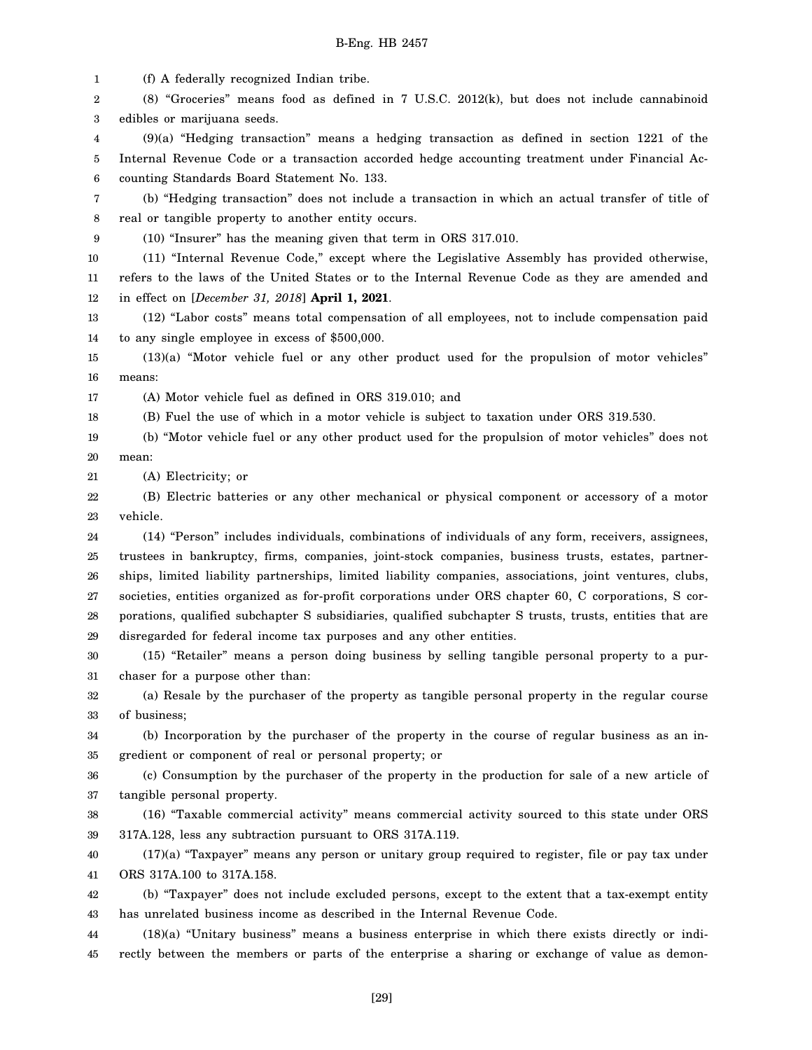(f) A federally recognized Indian tribe.

(8) "Groceries" means food as defined in 7 U.S.C. 2012(k), but does not include cannabinoid edibles or marijuana seeds.

(9)(a) "Hedging transaction" means a hedging transaction as defined in section 1221 of the Internal Revenue Code or a transaction accorded hedge accounting treatment under Financial Accounting Standards Board Statement No. 133.

(b) "Hedging transaction" does not include a transaction in which an actual transfer of title of real or tangible property to another entity occurs.

(10) "Insurer" has the meaning given that term in ORS 317.010.

(11) "Internal Revenue Code," except where the Legislative Assembly has provided otherwise, refers to the laws of the United States or to the Internal Revenue Code as they are amended and in effect on [*December 31, 2018*] **April 1, 2021**.

(12) "Labor costs" means total compensation of all employees, not to include compensation paid to any single employee in excess of $500,000.

(13)(a) "Motor vehicle fuel or any other product used for the propulsion of motor vehicles" means:

(A) Motor vehicle fuel as defined in ORS 319.010; and

(B) Fuel the use of which in a motor vehicle is subject to taxation under ORS 319.530.

(b) "Motor vehicle fuel or any other product used for the propulsion of motor vehicles" does not mean:

(A) Electricity; or

(B) Electric batteries or any other mechanical or physical component or accessory of a motor vehicle.

(14) "Person" includes individuals, combinations of individuals of any form, receivers, assignees, trustees in bankruptcy, firms, companies, joint-stock companies, business trusts, estates, partnerships, limited liability partnerships, limited liability companies, associations, joint ventures, clubs, societies, entities organized as for-profit corporations under ORS chapter 60, C corporations, S corporations, qualified subchapter S subsidiaries, qualified subchapter S trusts, trusts, entities that are disregarded for federal income tax purposes and any other entities.

(15) "Retailer" means a person doing business by selling tangible personal property to a purchaser for a purpose other than:

(a) Resale by the purchaser of the property as tangible personal property in the regular course of business;

(b) Incorporation by the purchaser of the property in the course of regular business as an ingredient or component of real or personal property; or

(c) Consumption by the purchaser of the property in the production for sale of a new article of tangible personal property.

(16) "Taxable commercial activity" means commercial activity sourced to this state under ORS 317A.128, less any subtraction pursuant to ORS 317A.119.

(17)(a) "Taxpayer" means any person or unitary group required to register, file or pay tax under ORS 317A.100 to 317A.158.

(b) "Taxpayer" does not include excluded persons, except to the extent that a tax-exempt entity has unrelated business income as described in the Internal Revenue Code.

(18)(a) "Unitary business" means a business enterprise in which there exists directly or indirectly between the members or parts of the enterprise a sharing or exchange of value as demon-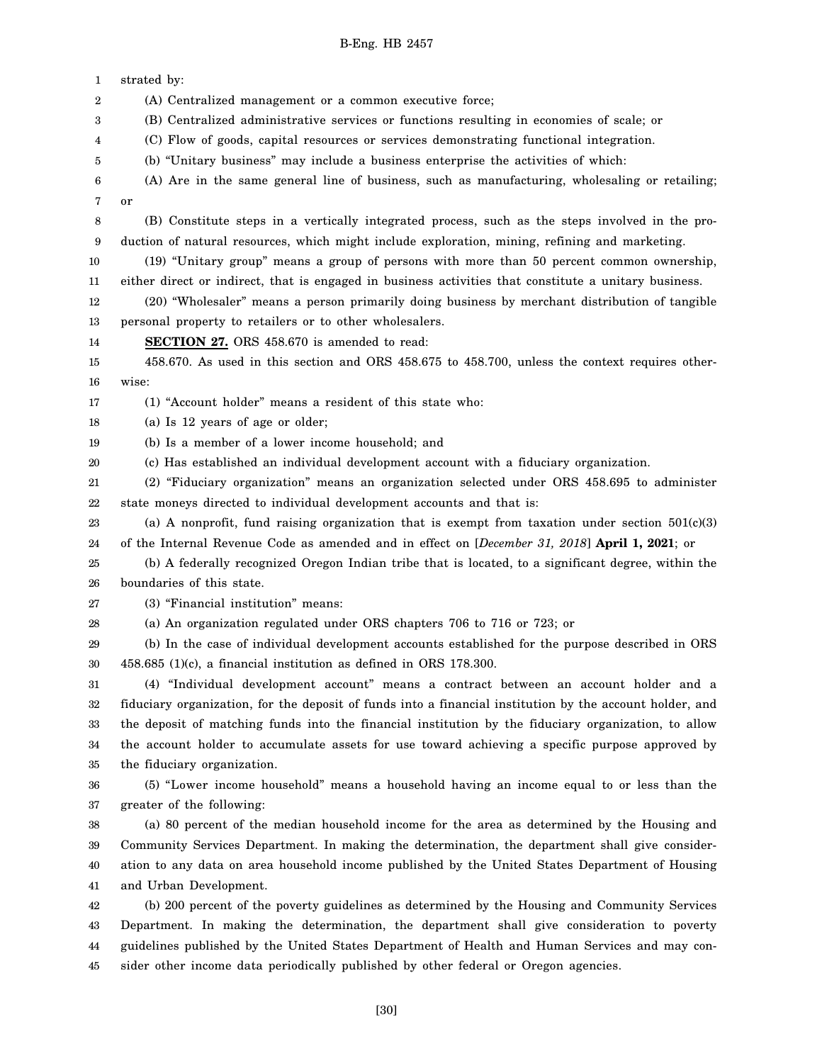strated by:

(A) Centralized management or a common executive force;

(B) Centralized administrative services or functions resulting in economies of scale; or

(C) Flow of goods, capital resources or services demonstrating functional integration.

(b) "Unitary business" may include a business enterprise the activities of which:

(A) Are in the same general line of business, such as manufacturing, wholesaling or retailing; or

(B) Constitute steps in a vertically integrated process, such as the steps involved in the production of natural resources, which might include exploration, mining, refining and marketing.

(19) "Unitary group" means a group of persons with more than 50 percent common ownership, either direct or indirect, that is engaged in business activities that constitute a unitary business.

(20) "Wholesaler" means a person primarily doing business by merchant distribution of tangible personal property to retailers or to other wholesalers.

**SECTION 27.** ORS 458.670 is amended to read:

458.670. As used in this section and ORS 458.675 to 458.700, unless the context requires otherwise:

(1) "Account holder" means a resident of this state who:

(a) Is 12 years of age or older;

(b) Is a member of a lower income household; and

(c) Has established an individual development account with a fiduciary organization.

(2) "Fiduciary organization" means an organization selected under ORS 458.695 to administer state moneys directed to individual development accounts and that is:

(a) A nonprofit, fund raising organization that is exempt from taxation under section 501(c)(3) of the Internal Revenue Code as amended and in effect on [*December 31, 2018*] **April 1, 2021**; or

(b) A federally recognized Oregon Indian tribe that is located, to a significant degree, within the boundaries of this state.

(3) "Financial institution" means:

(a) An organization regulated under ORS chapters 706 to 716 or 723; or

(b) In the case of individual development accounts established for the purpose described in ORS 458.685 (1)(c), a financial institution as defined in ORS 178.300.

(4) "Individual development account" means a contract between an account holder and a fiduciary organization, for the deposit of funds into a financial institution by the account holder, and the deposit of matching funds into the financial institution by the fiduciary organization, to allow the account holder to accumulate assets for use toward achieving a specific purpose approved by the fiduciary organization.

(5) "Lower income household" means a household having an income equal to or less than the greater of the following:

(a) 80 percent of the median household income for the area as determined by the Housing and Community Services Department. In making the determination, the department shall give consideration to any data on area household income published by the United States Department of Housing and Urban Development.

(b) 200 percent of the poverty guidelines as determined by the Housing and Community Services Department. In making the determination, the department shall give consideration to poverty guidelines published by the United States Department of Health and Human Services and may consider other income data periodically published by other federal or Oregon agencies.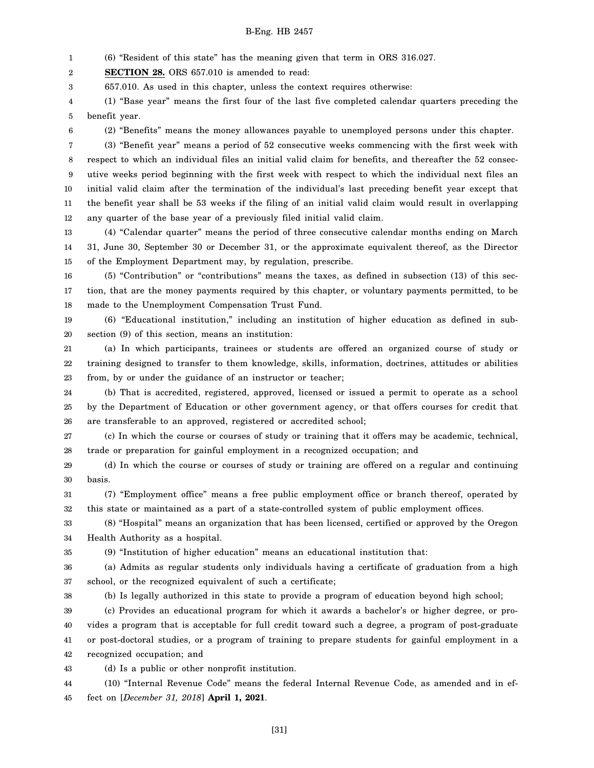(6) "Resident of this state" has the meaning given that term in ORS 316.027.

**SECTION 28.** ORS 657.010 is amended to read:

657.010. As used in this chapter, unless the context requires otherwise:

(1) "Base year" means the first four of the last five completed calendar quarters preceding the benefit year.

(2) "Benefits" means the money allowances payable to unemployed persons under this chapter.

(3) "Benefit year" means a period of 52 consecutive weeks commencing with the first week with respect to which an individual files an initial valid claim for benefits, and thereafter the 52 consecutive weeks period beginning with the first week with respect to which the individual next files an initial valid claim after the termination of the individual's last preceding benefit year except that the benefit year shall be 53 weeks if the filing of an initial valid claim would result in overlapping any quarter of the base year of a previously filed initial valid claim.

(4) "Calendar quarter" means the period of three consecutive calendar months ending on March 31, June 30, September 30 or December 31, or the approximate equivalent thereof, as the Director of the Employment Department may, by regulation, prescribe.

(5) "Contribution" or "contributions" means the taxes, as defined in subsection (13) of this section, that are the money payments required by this chapter, or voluntary payments permitted, to be made to the Unemployment Compensation Trust Fund.

(6) "Educational institution," including an institution of higher education as defined in subsection (9) of this section, means an institution:

(a) In which participants, trainees or students are offered an organized course of study or training designed to transfer to them knowledge, skills, information, doctrines, attitudes or abilities from, by or under the guidance of an instructor or teacher;

(b) That is accredited, registered, approved, licensed or issued a permit to operate as a school by the Department of Education or other government agency, or that offers courses for credit that are transferable to an approved, registered or accredited school;

(c) In which the course or courses of study or training that it offers may be academic, technical, trade or preparation for gainful employment in a recognized occupation; and

(d) In which the course or courses of study or training are offered on a regular and continuing basis.

(7) "Employment office" means a free public employment office or branch thereof, operated by this state or maintained as a part of a state-controlled system of public employment offices.

(8) "Hospital" means an organization that has been licensed, certified or approved by the Oregon Health Authority as a hospital.

(9) "Institution of higher education" means an educational institution that:

(a) Admits as regular students only individuals having a certificate of graduation from a high school, or the recognized equivalent of such a certificate;

(b) Is legally authorized in this state to provide a program of education beyond high school;

(c) Provides an educational program for which it awards a bachelor's or higher degree, or provides a program that is acceptable for full credit toward such a degree, a program of post-graduate or post-doctoral studies, or a program of training to prepare students for gainful employment in a recognized occupation; and

(d) Is a public or other nonprofit institution.

(10) "Internal Revenue Code" means the federal Internal Revenue Code, as amended and in effect on [*December 31, 2018*] **April 1, 2021**.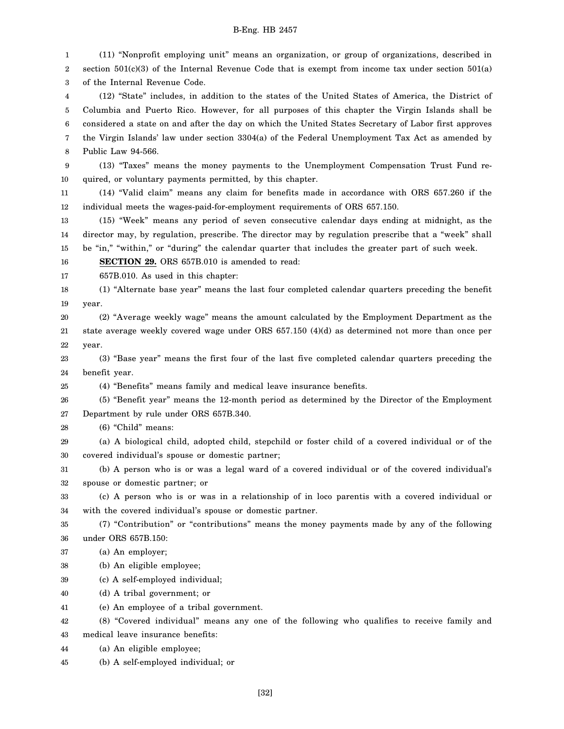(11) "Nonprofit employing unit" means an organization, or group of organizations, described in section 501(c)(3) of the Internal Revenue Code that is exempt from income tax under section 501(a) of the Internal Revenue Code.

(12) "State" includes, in addition to the states of the United States of America, the District of Columbia and Puerto Rico. However, for all purposes of this chapter the Virgin Islands shall be considered a state on and after the day on which the United States Secretary of Labor first approves the Virgin Islands' law under section 3304(a) of the Federal Unemployment Tax Act as amended by Public Law 94-566.

(13) "Taxes" means the money payments to the Unemployment Compensation Trust Fund required, or voluntary payments permitted, by this chapter.

(14) "Valid claim" means any claim for benefits made in accordance with ORS 657.260 if the individual meets the wages-paid-for-employment requirements of ORS 657.150.

(15) "Week" means any period of seven consecutive calendar days ending at midnight, as the director may, by regulation, prescribe. The director may by regulation prescribe that a "week" shall be "in," "within," or "during" the calendar quarter that includes the greater part of such week.

**SECTION 29.** ORS 657B.010 is amended to read:

657B.010. As used in this chapter:

(1) "Alternate base year" means the last four completed calendar quarters preceding the benefit year.

(2) "Average weekly wage" means the amount calculated by the Employment Department as the state average weekly covered wage under ORS 657.150 (4)(d) as determined not more than once per year.

(3) "Base year" means the first four of the last five completed calendar quarters preceding the benefit year.

(4) "Benefits" means family and medical leave insurance benefits.

(5) "Benefit year" means the 12-month period as determined by the Director of the Employment Department by rule under ORS 657B.340.

(6) "Child" means:

(a) A biological child, adopted child, stepchild or foster child of a covered individual or of the covered individual's spouse or domestic partner;

(b) A person who is or was a legal ward of a covered individual or of the covered individual's spouse or domestic partner; or

(c) A person who is or was in a relationship of in loco parentis with a covered individual or with the covered individual's spouse or domestic partner.

(7) "Contribution" or "contributions" means the money payments made by any of the following under ORS 657B.150:

(a) An employer;

(b) An eligible employee;

(c) A self-employed individual;

(d) A tribal government; or

(e) An employee of a tribal government.

(8) "Covered individual" means any one of the following who qualifies to receive family and medical leave insurance benefits:

(a) An eligible employee;

(b) A self-employed individual; or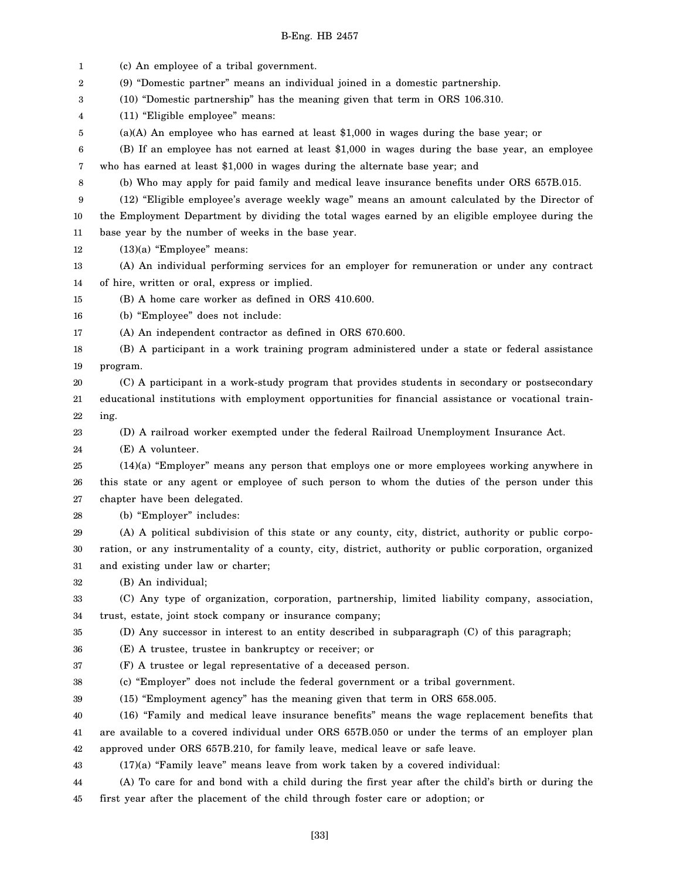(c) An employee of a tribal government.

(9) "Domestic partner" means an individual joined in a domestic partnership.

(10) "Domestic partnership" has the meaning given that term in ORS 106.310.

(11) "Eligible employee" means:

(a)(A) An employee who has earned at least $1,000 in wages during the base year; or

(B) If an employee has not earned at least $1,000 in wages during the base year, an employee who has earned at least $1,000 in wages during the alternate base year; and

(b) Who may apply for paid family and medical leave insurance benefits under ORS 657B.015.

(12) "Eligible employee's average weekly wage" means an amount calculated by the Director of the Employment Department by dividing the total wages earned by an eligible employee during the base year by the number of weeks in the base year.

(13)(a) "Employee" means:

(A) An individual performing services for an employer for remuneration or under any contract of hire, written or oral, express or implied.

(B) A home care worker as defined in ORS 410.600.

(b) "Employee" does not include:

(A) An independent contractor as defined in ORS 670.600.

(B) A participant in a work training program administered under a state or federal assistance program.

(C) A participant in a work-study program that provides students in secondary or postsecondary educational institutions with employment opportunities for financial assistance or vocational training.

(D) A railroad worker exempted under the federal Railroad Unemployment Insurance Act.

(E) A volunteer.

(14)(a) "Employer" means any person that employs one or more employees working anywhere in this state or any agent or employee of such person to whom the duties of the person under this chapter have been delegated.

(b) "Employer" includes:

(A) A political subdivision of this state or any county, city, district, authority or public corporation, or any instrumentality of a county, city, district, authority or public corporation, organized and existing under law or charter;

(B) An individual;

(C) Any type of organization, corporation, partnership, limited liability company, association, trust, estate, joint stock company or insurance company;

(D) Any successor in interest to an entity described in subparagraph (C) of this paragraph;

(E) A trustee, trustee in bankruptcy or receiver; or

(F) A trustee or legal representative of a deceased person.

(c) "Employer" does not include the federal government or a tribal government.

(15) "Employment agency" has the meaning given that term in ORS 658.005.

(16) "Family and medical leave insurance benefits" means the wage replacement benefits that are available to a covered individual under ORS 657B.050 or under the terms of an employer plan approved under ORS 657B.210, for family leave, medical leave or safe leave.

(17)(a) "Family leave" means leave from work taken by a covered individual:

(A) To care for and bond with a child during the first year after the child's birth or during the first year after the placement of the child through foster care or adoption; or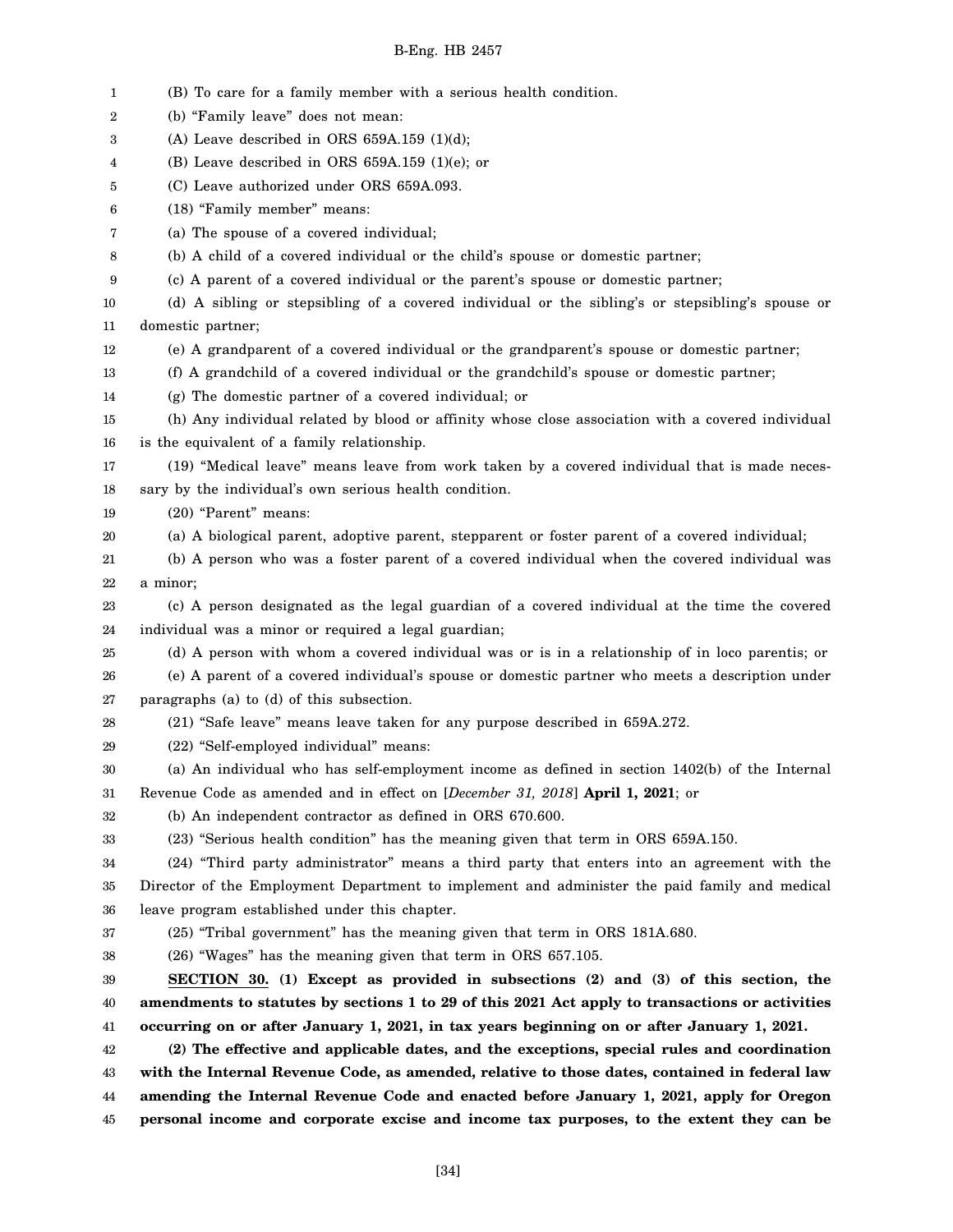(B) To care for a family member with a serious health condition.

(b) "Family leave" does not mean:

(A) Leave described in ORS 659A.159 (1)(d);

(B) Leave described in ORS 659A.159 (1)(e); or

(C) Leave authorized under ORS 659A.093.

(18) "Family member" means:

(a) The spouse of a covered individual;

(b) A child of a covered individual or the child's spouse or domestic partner;

(c) A parent of a covered individual or the parent's spouse or domestic partner;

(d) A sibling or stepsibling of a covered individual or the sibling's or stepsibling's spouse or domestic partner;

(e) A grandparent of a covered individual or the grandparent's spouse or domestic partner;

(f) A grandchild of a covered individual or the grandchild's spouse or domestic partner;

(g) The domestic partner of a covered individual; or

(h) Any individual related by blood or affinity whose close association with a covered individual is the equivalent of a family relationship.

(19) "Medical leave" means leave from work taken by a covered individual that is made necessary by the individual's own serious health condition.

(20) "Parent" means:

(a) A biological parent, adoptive parent, stepparent or foster parent of a covered individual;

(b) A person who was a foster parent of a covered individual when the covered individual was a minor;

(c) A person designated as the legal guardian of a covered individual at the time the covered individual was a minor or required a legal guardian;

(d) A person with whom a covered individual was or is in a relationship of in loco parentis; or

(e) A parent of a covered individual's spouse or domestic partner who meets a description under paragraphs (a) to (d) of this subsection.

(21) "Safe leave" means leave taken for any purpose described in 659A.272.

(22) "Self-employed individual" means:

(a) An individual who has self-employment income as defined in section 1402(b) of the Internal Revenue Code as amended and in effect on [*December 31, 2018*] **April 1, 2021**; or

(b) An independent contractor as defined in ORS 670.600.

(23) "Serious health condition" has the meaning given that term in ORS 659A.150.

(24) "Third party administrator" means a third party that enters into an agreement with the Director of the Employment Department to implement and administer the paid family and medical leave program established under this chapter.

(25) "Tribal government" has the meaning given that term in ORS 181A.680.

(26) "Wages" has the meaning given that term in ORS 657.105.

**SECTION 30. (1) Except as provided in subsections (2) and (3) of this section, the amendments to statutes by sections 1 to 29 of this 2021 Act apply to transactions or activities occurring on or after January 1, 2021, in tax years beginning on or after January 1, 2021.**

**(2) The effective and applicable dates, and the exceptions, special rules and coordination with the Internal Revenue Code, as amended, relative to those dates, contained in federal law amending the Internal Revenue Code and enacted before January 1, 2021, apply for Oregon personal income and corporate excise and income tax purposes, to the extent they can be**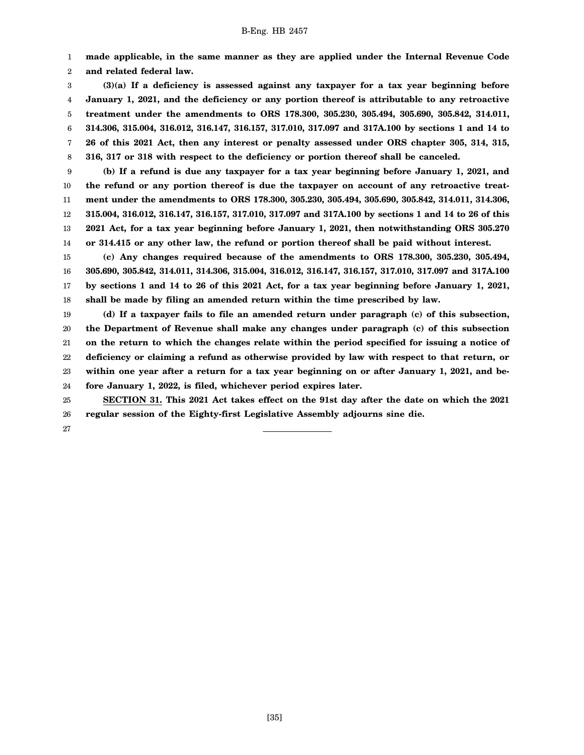**made applicable, in the same manner as they are applied under the Internal Revenue Code and related federal law.**

**(3)(a) If a deficiency is assessed against any taxpayer for a tax year beginning before January 1, 2021, and the deficiency or any portion thereof is attributable to any retroactive treatment under the amendments to ORS 178.300, 305.230, 305.494, 305.690, 305.842, 314.011, 314.306, 315.004, 316.012, 316.147, 316.157, 317.010, 317.097 and 317A.100 by sections 1 and 14 to 26 of this 2021 Act, then any interest or penalty assessed under ORS chapter 305, 314, 315, 316, 317 or 318 with respect to the deficiency or portion thereof shall be canceled.**

**(b) If a refund is due any taxpayer for a tax year beginning before January 1, 2021, and the refund or any portion thereof is due the taxpayer on account of any retroactive treatment under the amendments to ORS 178.300, 305.230, 305.494, 305.690, 305.842, 314.011, 314.306, 315.004, 316.012, 316.147, 316.157, 317.010, 317.097 and 317A.100 by sections 1 and 14 to 26 of this 2021 Act, for a tax year beginning before January 1, 2021, then notwithstanding ORS 305.270 or 314.415 or any other law, the refund or portion thereof shall be paid without interest.**

**(c) Any changes required because of the amendments to ORS 178.300, 305.230, 305.494, 305.690, 305.842, 314.011, 314.306, 315.004, 316.012, 316.147, 316.157, 317.010, 317.097 and 317A.100 by sections 1 and 14 to 26 of this 2021 Act, for a tax year beginning before January 1, 2021, shall be made by filing an amended return within the time prescribed by law.**

**(d) If a taxpayer fails to file an amended return under paragraph (c) of this subsection, the Department of Revenue shall make any changes under paragraph (c) of this subsection on the return to which the changes relate within the period specified for issuing a notice of deficiency or claiming a refund as otherwise provided by law with respect to that return, or within one year after a return for a tax year beginning on or after January 1, 2021, and before January 1, 2022, is filed, whichever period expires later.**

**SECTION 31. This 2021 Act takes effect on the 91st day after the date on which the 2021 regular session of the Eighty-first Legislative Assembly adjourns sine die.**